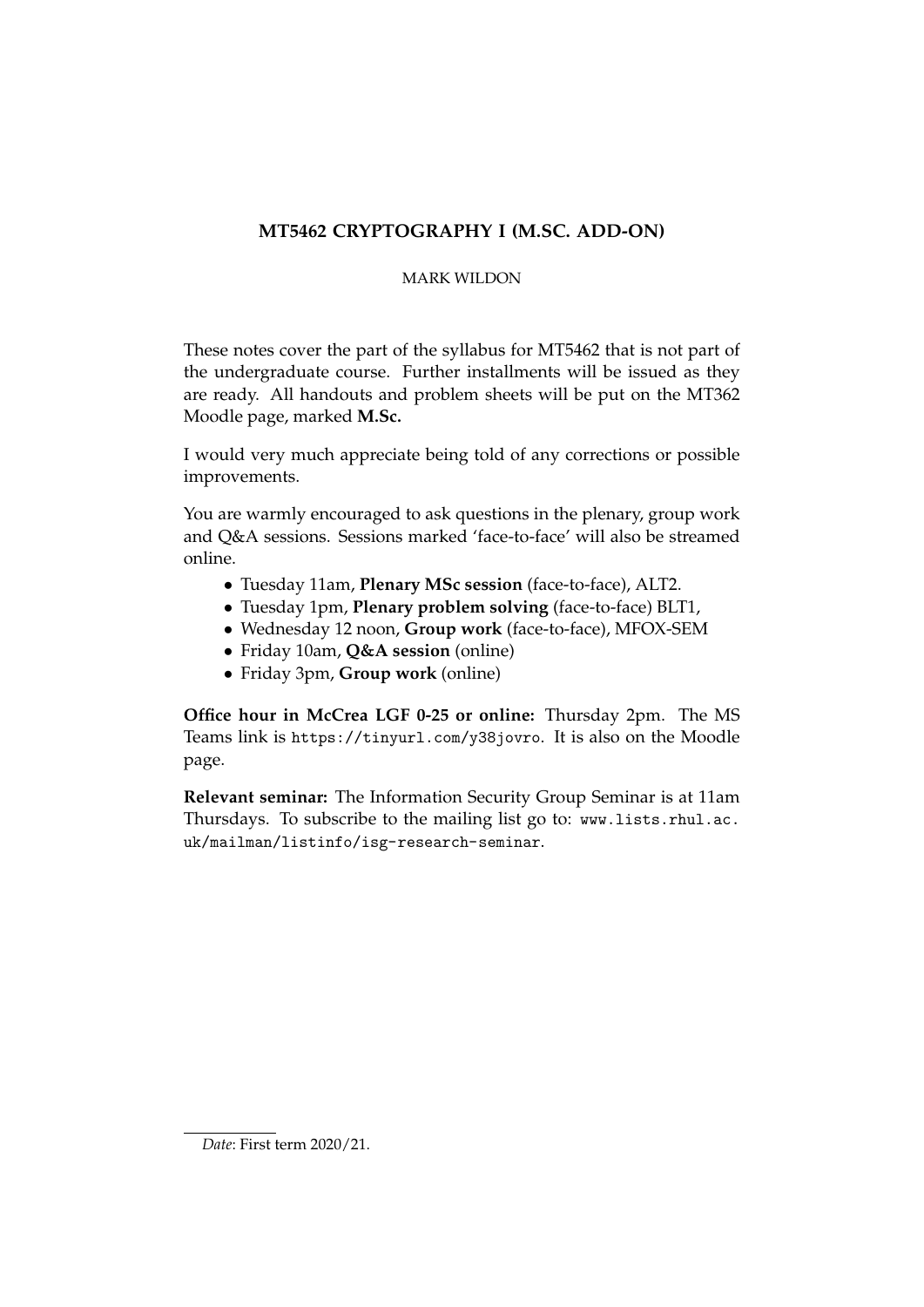# MT5462 CRYPTOGRAPHY I (M.SC. ADD-ON)

MARK WILDON

These notes cover the part of the syllabus for MT5462 that is not part of the undergraduate course. Further installments will be issued as they are ready. All handouts and problem sheets will be put on the MT362 Moodle page, marked **M.Sc.**

I would very much appreciate being told of any corrections or possible improvements.

You are warmly encouraged to ask questions in the plenary, group work and Q&A sessions. Sessions marked 'face-to-face' will also be streamed online.

- Tuesday 11am, **Plenary MSc session** (face-to-face), ALT2.
- Tuesday 1pm, **Plenary problem solving** (face-to-face) BLT1,
- Wednesday 12 noon, **Group work** (face-to-face), MFOX-SEM
- Friday 10am, **Q&A session** (online)
- Friday 3pm, **Group work** (online)

**Office hour in McCrea LGF 0-25 or online:** Thursday 2pm. The MS Teams link is `https://tinyurl.com/y38jovro`. It is also on the Moodle page.

**Relevant seminar:** The Information Security Group Seminar is at 11am Thursdays. To subscribe to the mailing list go to: `www.lists.rhul.ac.uk/mailman/listinfo/isg-research-seminar`.

*Date*: First term 2020/21.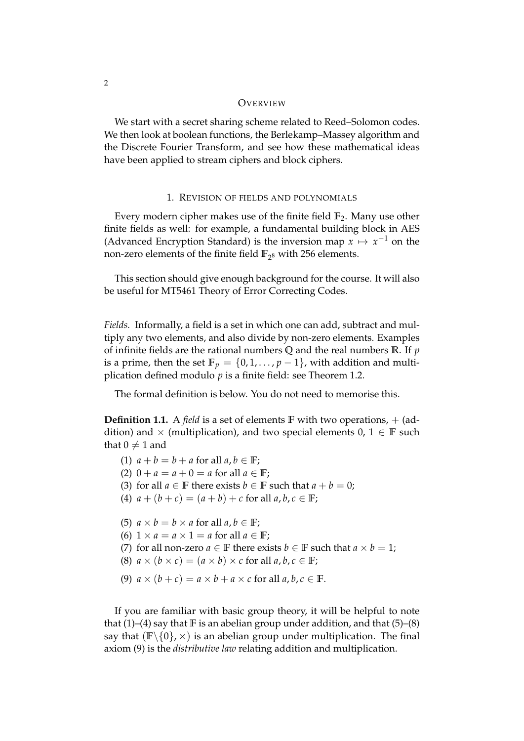## Overview

We start with a secret sharing scheme related to Reed–Solomon codes. We then look at boolean functions, the Berlekamp–Massey algorithm and the Discrete Fourier Transform, and see how these mathematical ideas have been applied to stream ciphers and block ciphers.

## 1. Revision of fields and polynomials

Every modern cipher makes use of the finite field $\mathbb{F}_2$. Many use other finite fields as well: for example, a fundamental building block in AES (Advanced Encryption Standard) is the inversion map $x \mapsto x^{-1}$ on the non-zero elements of the finite field $\mathbb{F}_{2^8}$ with 256 elements.

This section should give enough background for the course. It will also be useful for MT5461 Theory of Error Correcting Codes.

*Fields.* Informally, a field is a set in which one can add, subtract and multiply any two elements, and also divide by non-zero elements. Examples of infinite fields are the rational numbers $\mathbb{Q}$ and the real numbers $\mathbb{R}$. If $p$ is a prime, then the set $\mathbb{F}_p = \{0, 1, \ldots, p-1\}$, with addition and multiplication defined modulo $p$ is a finite field: see Theorem 1.2.

The formal definition is below. You do not need to memorise this.

**Definition 1.1.** A *field* is a set of elements $\mathbb{F}$ with two operations, $+$ (addition) and $\times$ (multiplication), and two special elements $0, 1 \in \mathbb{F}$ such that $0 \neq 1$ and

(1) $a + b = b + a$ for all $a, b \in \mathbb{F}$;
(2) $0 + a = a + 0 = a$ for all $a \in \mathbb{F}$;
(3) for all $a \in \mathbb{F}$ there exists $b \in \mathbb{F}$ such that $a + b = 0$;
(4) $a + (b + c) = (a + b) + c$ for all $a, b, c \in \mathbb{F}$;

(5) $a \times b = b \times a$ for all $a, b \in \mathbb{F}$;
(6) $1 \times a = a \times 1 = a$ for all $a \in \mathbb{F}$;
(7) for all non-zero $a \in \mathbb{F}$ there exists $b \in \mathbb{F}$ such that $a \times b = 1$;
(8) $a \times (b \times c) = (a \times b) \times c$ for all $a, b, c \in \mathbb{F}$;

(9) $a \times (b + c) = a \times b + a \times c$ for all $a, b, c \in \mathbb{F}$.

If you are familiar with basic group theory, it will be helpful to note that (1)–(4) say that $\mathbb{F}$ is an abelian group under addition, and that (5)–(8) say that $(\mathbb{F}\backslash\{0\}, \times)$ is an abelian group under multiplication. The final axiom (9) is the *distributive law* relating addition and multiplication.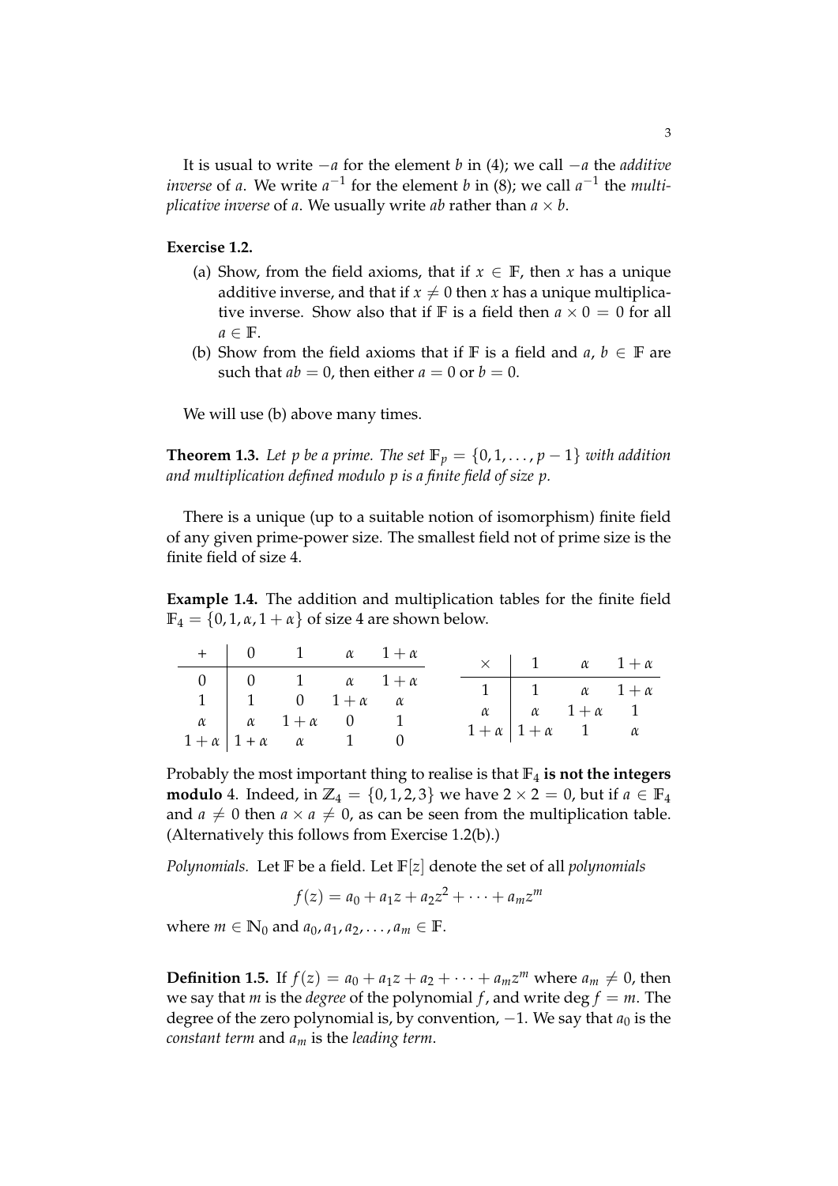It is usual to write $-a$ for the element $b$ in (4); we call $-a$ the *additive inverse* of $a$. We write $a^{-1}$ for the element $b$ in (8); we call $a^{-1}$ the *multiplicative inverse* of $a$. We usually write $ab$ rather than $a \times b$.

**Exercise 1.2.**

(a) Show, from the field axioms, that if $x \in \mathbb{F}$, then $x$ has a unique additive inverse, and that if $x \neq 0$ then $x$ has a unique multiplicative inverse. Show also that if $\mathbb{F}$ is a field then $a \times 0 = 0$ for all $a \in \mathbb{F}$.

(b) Show from the field axioms that if $\mathbb{F}$ is a field and $a, b \in \mathbb{F}$ are such that $ab = 0$, then either $a = 0$ or $b = 0$.

We will use (b) above many times.

**Theorem 1.3.** *Let $p$ be a prime. The set $\mathbb{F}_p = \{0, 1, \ldots, p-1\}$ with addition and multiplication defined modulo $p$ is a finite field of size $p$.*

There is a unique (up to a suitable notion of isomorphism) finite field of any given prime-power size. The smallest field not of prime size is the finite field of size 4.

**Example 1.4.** The addition and multiplication tables for the finite field $\mathbb{F}_4 = \{0, 1, \alpha, 1+\alpha\}$ of size 4 are shown below.

| $+$ | $0$ | $1$ | $\alpha$ | $1+\alpha$ |
|---|---|---|---|---|
| $0$ | $0$ | $1$ | $\alpha$ | $1+\alpha$ |
| $1$ | $1$ | $0$ | $1+\alpha$ | $\alpha$ |
| $\alpha$ | $\alpha$ | $1+\alpha$ | $0$ | $1$ |
| $1+\alpha$ | $1+\alpha$ | $\alpha$ | $1$ | $0$ |

| $\times$ | $1$ | $\alpha$ | $1+\alpha$ |
|---|---|---|---|
| $1$ | $1$ | $\alpha$ | $1+\alpha$ |
| $\alpha$ | $\alpha$ | $1+\alpha$ | $1$ |
| $1+\alpha$ | $1+\alpha$ | $1$ | $\alpha$ |

Probably the most important thing to realise is that $\mathbb{F}_4$ **is not the integers modulo** 4. Indeed, in $\mathbb{Z}_4 = \{0, 1, 2, 3\}$ we have $2 \times 2 = 0$, but if $a \in \mathbb{F}_4$ and $a \neq 0$ then $a \times a \neq 0$, as can be seen from the multiplication table. (Alternatively this follows from Exercise 1.2(b).)

*Polynomials.* Let $\mathbb{F}$ be a field. Let $\mathbb{F}[z]$ denote the set of all *polynomials*

$$f(z) = a_0 + a_1 z + a_2 z^2 + \cdots + a_m z^m$$

where $m \in \mathbb{N}_0$ and $a_0, a_1, a_2, \ldots, a_m \in \mathbb{F}$.

**Definition 1.5.** If $f(z) = a_0 + a_1 z + a_2 + \cdots + a_m z^m$ where $a_m \neq 0$, then we say that $m$ is the *degree* of the polynomial $f$, and write $\deg f = m$. The degree of the zero polynomial is, by convention, $-1$. We say that $a_0$ is the *constant term* and $a_m$ is the *leading term*.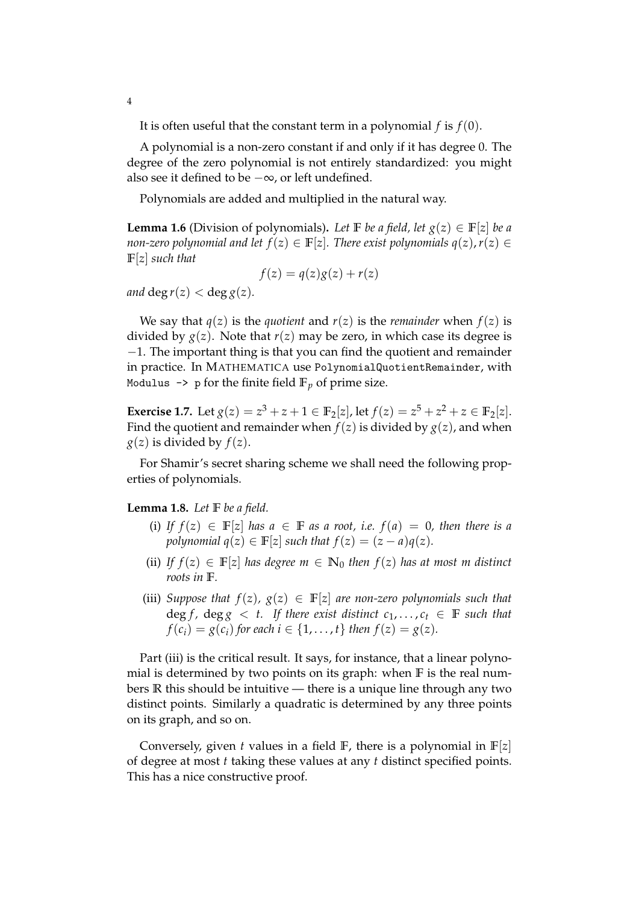It is often useful that the constant term in a polynomial $f$ is $f(0)$.

A polynomial is a non-zero constant if and only if it has degree 0. The degree of the zero polynomial is not entirely standardized: you might also see it defined to be $-\infty$, or left undefined.

Polynomials are added and multiplied in the natural way.

**Lemma 1.6** (Division of polynomials)**.** *Let $\mathbb{F}$ be a field, let $g(z) \in \mathbb{F}[z]$ be a non-zero polynomial and let $f(z) \in \mathbb{F}[z]$. There exist polynomials $q(z), r(z) \in \mathbb{F}[z]$ such that*

$$f(z) = q(z)g(z) + r(z)$$

*and* $\deg r(z) < \deg g(z)$.

We say that $q(z)$ is the *quotient* and $r(z)$ is the *remainder* when $f(z)$ is divided by $g(z)$. Note that $r(z)$ may be zero, in which case its degree is $-1$. The important thing is that you can find the quotient and remainder in practice. In MATHEMATICA use `PolynomialQuotientRemainder`, with `Modulus -> p` for the finite field $\mathbb{F}_p$ of prime size.

**Exercise 1.7.** Let $g(z) = z^3 + z + 1 \in \mathbb{F}_2[z]$, let $f(z) = z^5 + z^2 + z \in \mathbb{F}_2[z]$. Find the quotient and remainder when $f(z)$ is divided by $g(z)$, and when $g(z)$ is divided by $f(z)$.

For Shamir's secret sharing scheme we shall need the following properties of polynomials.

**Lemma 1.8.** *Let $\mathbb{F}$ be a field.*

(i) *If $f(z) \in \mathbb{F}[z]$ has $a \in \mathbb{F}$ as a root, i.e. $f(a) = 0$, then there is a polynomial $q(z) \in \mathbb{F}[z]$ such that $f(z) = (z - a)q(z)$.*

(ii) *If $f(z) \in \mathbb{F}[z]$ has degree $m \in \mathbb{N}_0$ then $f(z)$ has at most $m$ distinct roots in $\mathbb{F}$.*

(iii) *Suppose that $f(z)$, $g(z) \in \mathbb{F}[z]$ are non-zero polynomials such that $\deg f$, $\deg g < t$. If there exist distinct $c_1, \ldots, c_t \in \mathbb{F}$ such that $f(c_i) = g(c_i)$ for each $i \in \{1, \ldots, t\}$ then $f(z) = g(z)$.*

Part (iii) is the critical result. It says, for instance, that a linear polynomial is determined by two points on its graph: when $\mathbb{F}$ is the real numbers $\mathbb{R}$ this should be intuitive — there is a unique line through any two distinct points. Similarly a quadratic is determined by any three points on its graph, and so on.

Conversely, given $t$ values in a field $\mathbb{F}$, there is a polynomial in $\mathbb{F}[z]$ of degree at most $t$ taking these values at any $t$ distinct specified points. This has a nice constructive proof.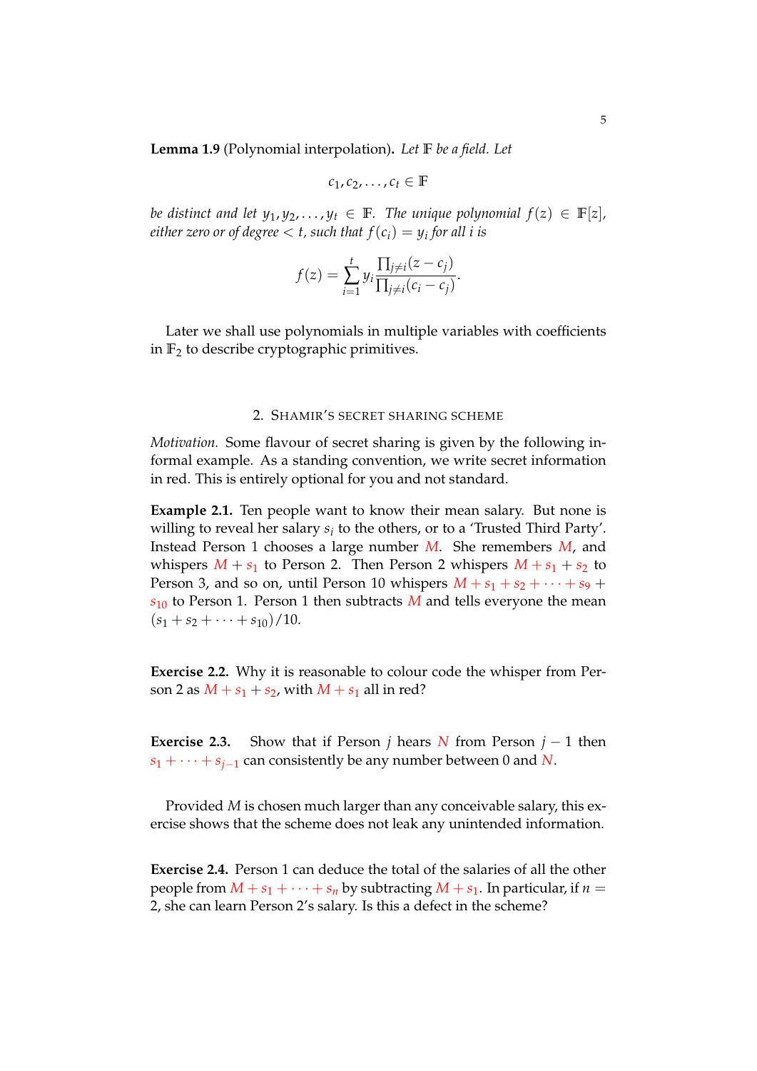**Lemma 1.9** (Polynomial interpolation)**.** *Let $\mathbb{F}$ be a field. Let*

$$c_1, c_2, \ldots, c_t \in \mathbb{F}$$

*be distinct and let $y_1, y_2, \ldots, y_t \in \mathbb{F}$. The unique polynomial $f(z) \in \mathbb{F}[z]$, either zero or of degree $< t$, such that $f(c_i) = y_i$ for all $i$ is*

$$f(z) = \sum_{i=1}^{t} y_i \frac{\prod_{j \neq i}(z - c_j)}{\prod_{j \neq i}(c_i - c_j)}.$$

Later we shall use polynomials in multiple variables with coefficients in $\mathbb{F}_2$ to describe cryptographic primitives.

## 2. Shamir's secret sharing scheme

*Motivation.* Some flavour of secret sharing is given by the following informal example. As a standing convention, we write secret information in red. This is entirely optional for you and not standard.

**Example 2.1.** Ten people want to know their mean salary. But none is willing to reveal her salary $s_i$ to the others, or to a 'Trusted Third Party'. Instead Person 1 chooses a large number $M$. She remembers $M$, and whispers $M + s_1$ to Person 2. Then Person 2 whispers $M + s_1 + s_2$ to Person 3, and so on, until Person 10 whispers $M + s_1 + s_2 + \cdots + s_9 + s_{10}$ to Person 1. Person 1 then subtracts $M$ and tells everyone the mean $(s_1 + s_2 + \cdots + s_{10})/10$.

**Exercise 2.2.** Why it is reasonable to colour code the whisper from Person 2 as $M + s_1 + s_2$, with $M + s_1$ all in red?

**Exercise 2.3.** Show that if Person $j$ hears $N$ from Person $j - 1$ then $s_1 + \cdots + s_{j-1}$ can consistently be any number between 0 and $N$.

Provided $M$ is chosen much larger than any conceivable salary, this exercise shows that the scheme does not leak any unintended information.

**Exercise 2.4.** Person 1 can deduce the total of the salaries of all the other people from $M + s_1 + \cdots + s_n$ by subtracting $M + s_1$. In particular, if $n = 2$, she can learn Person 2's salary. Is this a defect in the scheme?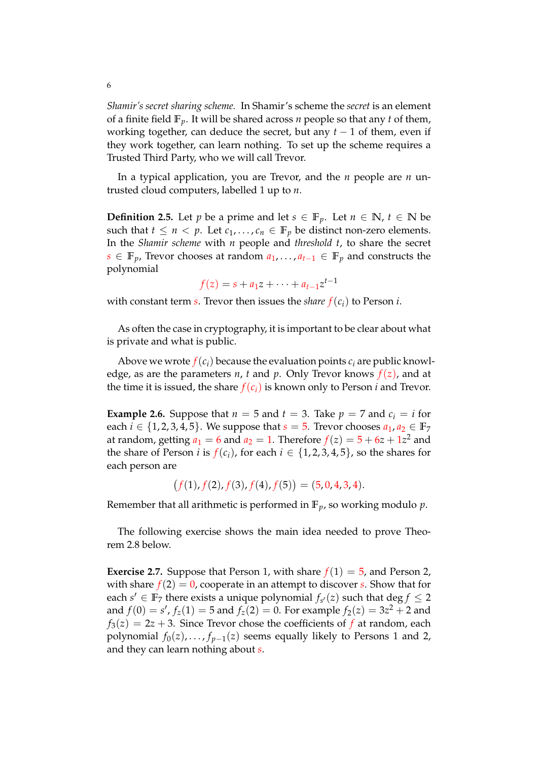*Shamir's secret sharing scheme.* In Shamir's scheme the *secret* is an element of a finite field $\mathbb{F}_p$. It will be shared across $n$ people so that any $t$ of them, working together, can deduce the secret, but any $t-1$ of them, even if they work together, can learn nothing. To set up the scheme requires a Trusted Third Party, who we will call Trevor.

In a typical application, you are Trevor, and the $n$ people are $n$ untrusted cloud computers, labelled 1 up to $n$.

**Definition 2.5.** Let $p$ be a prime and let $s \in \mathbb{F}_p$. Let $n \in \mathbb{N}$, $t \in \mathbb{N}$ be such that $t \leq n < p$. Let $c_1, \ldots, c_n \in \mathbb{F}_p$ be distinct non-zero elements. In the *Shamir scheme* with $n$ people and *threshold* $t$, to share the secret $s \in \mathbb{F}_p$, Trevor chooses at random $a_1, \ldots, a_{t-1} \in \mathbb{F}_p$ and constructs the polynomial

$$f(z) = s + a_1 z + \cdots + a_{t-1} z^{t-1}$$

with constant term $s$. Trevor then issues the *share* $f(c_i)$ to Person $i$.

As often the case in cryptography, it is important to be clear about what is private and what is public.

Above we wrote $f(c_i)$ because the evaluation points $c_i$ are public knowledge, as are the parameters $n$, $t$ and $p$. Only Trevor knows $f(z)$, and at the time it is issued, the share $f(c_i)$ is known only to Person $i$ and Trevor.

**Example 2.6.** Suppose that $n = 5$ and $t = 3$. Take $p = 7$ and $c_i = i$ for each $i \in \{1, 2, 3, 4, 5\}$. We suppose that $s = 5$. Trevor chooses $a_1, a_2 \in \mathbb{F}_7$ at random, getting $a_1 = 6$ and $a_2 = 1$. Therefore $f(z) = 5 + 6z + 1z^2$ and the share of Person $i$ is $f(c_i)$, for each $i \in \{1, 2, 3, 4, 5\}$, so the shares for each person are

$$\big(f(1), f(2), f(3), f(4), f(5)\big) = (5, 0, 4, 3, 4).$$

Remember that all arithmetic is performed in $\mathbb{F}_p$, so working modulo $p$.

The following exercise shows the main idea needed to prove Theorem 2.8 below.

**Exercise 2.7.** Suppose that Person 1, with share $f(1) = 5$, and Person 2, with share $f(2) = 0$, cooperate in an attempt to discover $s$. Show that for each $s' \in \mathbb{F}_7$ there exists a unique polynomial $f_{s'}(z)$ such that $\deg f \leq 2$ and $f(0) = s'$, $f_z(1) = 5$ and $f_z(2) = 0$. For example $f_2(z) = 3z^2 + 2$ and $f_3(z) = 2z + 3$. Since Trevor chose the coefficients of $f$ at random, each polynomial $f_0(z), \ldots, f_{p-1}(z)$ seems equally likely to Persons 1 and 2, and they can learn nothing about $s$.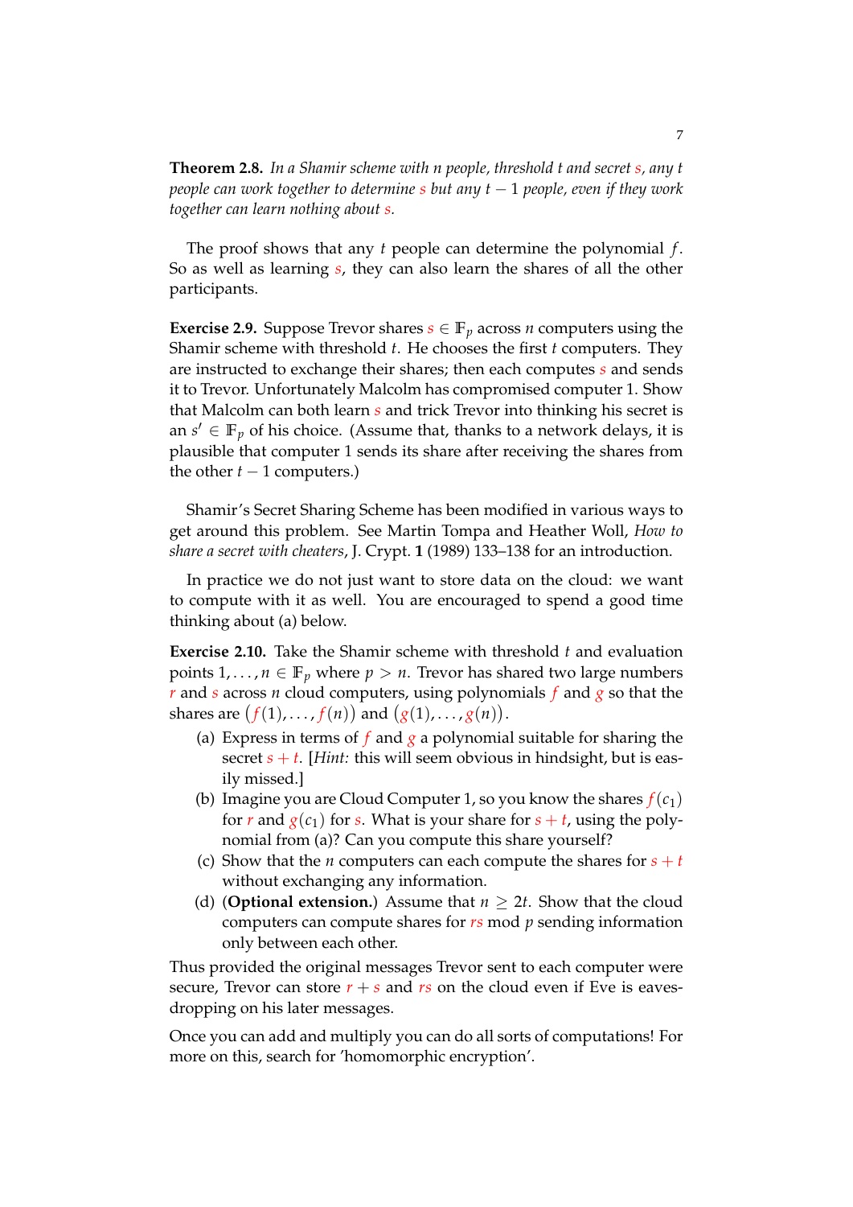**Theorem 2.8.** *In a Shamir scheme with n people, threshold t and secret $s$, any t people can work together to determine $s$ but any $t-1$ people, even if they work together can learn nothing about $s$.*

The proof shows that any $t$ people can determine the polynomial $f$. So as well as learning $s$, they can also learn the shares of all the other participants.

**Exercise 2.9.** Suppose Trevor shares $s \in \mathbb{F}_p$ across $n$ computers using the Shamir scheme with threshold $t$. He chooses the first $t$ computers. They are instructed to exchange their shares; then each computes $s$ and sends it to Trevor. Unfortunately Malcolm has compromised computer 1. Show that Malcolm can both learn $s$ and trick Trevor into thinking his secret is an $s' \in \mathbb{F}_p$ of his choice. (Assume that, thanks to a network delays, it is plausible that computer 1 sends its share after receiving the shares from the other $t-1$ computers.)

Shamir's Secret Sharing Scheme has been modified in various ways to get around this problem. See Martin Tompa and Heather Woll, *How to share a secret with cheaters*, J. Crypt. **1** (1989) 133–138 for an introduction.

In practice we do not just want to store data on the cloud: we want to compute with it as well. You are encouraged to spend a good time thinking about (a) below.

**Exercise 2.10.** Take the Shamir scheme with threshold $t$ and evaluation points $1, \ldots, n \in \mathbb{F}_p$ where $p > n$. Trevor has shared two large numbers $r$ and $s$ across $n$ cloud computers, using polynomials $f$ and $g$ so that the shares are $\big(f(1), \ldots, f(n)\big)$ and $\big(g(1), \ldots, g(n)\big)$.

- (a) Express in terms of $f$ and $g$ a polynomial suitable for sharing the secret $s + t$. [*Hint:* this will seem obvious in hindsight, but is easily missed.]
- (b) Imagine you are Cloud Computer 1, so you know the shares $f(c_1)$ for $r$ and $g(c_1)$ for $s$. What is your share for $s + t$, using the polynomial from (a)? Can you compute this share yourself?
- (c) Show that the $n$ computers can each compute the shares for $s + t$ without exchanging any information.
- (d) (**Optional extension.**) Assume that $n \geq 2t$. Show that the cloud computers can compute shares for $rs$ mod $p$ sending information only between each other.

Thus provided the original messages Trevor sent to each computer were secure, Trevor can store $r + s$ and $rs$ on the cloud even if Eve is eavesdropping on his later messages.

Once you can add and multiply you can do all sorts of computations! For more on this, search for 'homomorphic encryption'.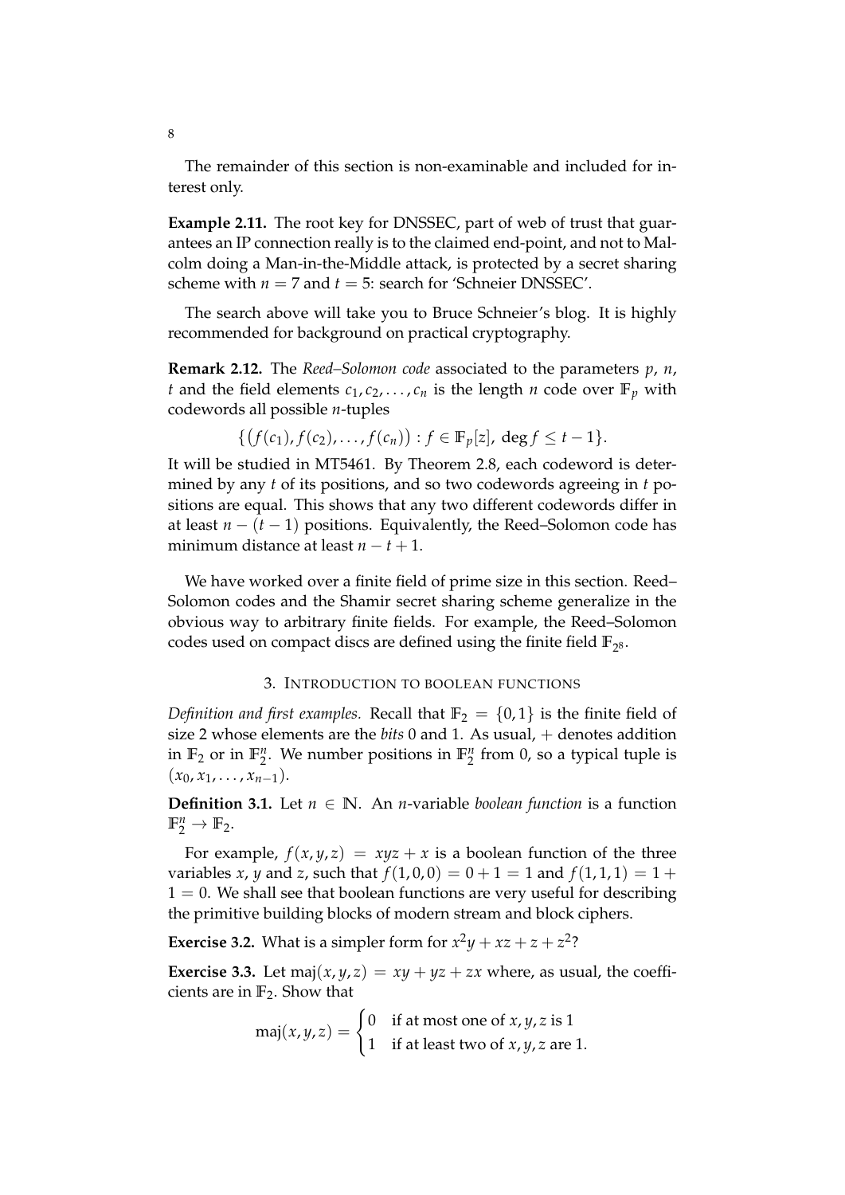The remainder of this section is non-examinable and included for interest only.

**Example 2.11.** The root key for DNSSEC, part of web of trust that guarantees an IP connection really is to the claimed end-point, and not to Malcolm doing a Man-in-the-Middle attack, is protected by a secret sharing scheme with $n = 7$ and $t = 5$: search for 'Schneier DNSSEC'.

The search above will take you to Bruce Schneier's blog. It is highly recommended for background on practical cryptography.

**Remark 2.12.** The *Reed–Solomon code* associated to the parameters $p$, $n$, $t$ and the field elements $c_1, c_2, \ldots, c_n$ is the length $n$ code over $\mathbb{F}_p$ with codewords all possible $n$-tuples

$$\{(f(c_1), f(c_2), \ldots, f(c_n)) : f \in \mathbb{F}_p[z],\ \deg f \leq t - 1\}.$$

It will be studied in MT5461. By Theorem 2.8, each codeword is determined by any $t$ of its positions, and so two codewords agreeing in $t$ positions are equal. This shows that any two different codewords differ in at least $n - (t - 1)$ positions. Equivalently, the Reed–Solomon code has minimum distance at least $n - t + 1$.

We have worked over a finite field of prime size in this section. Reed–Solomon codes and the Shamir secret sharing scheme generalize in the obvious way to arbitrary finite fields. For example, the Reed–Solomon codes used on compact discs are defined using the finite field $\mathbb{F}_{2^8}$.

## 3. Introduction to boolean functions

*Definition and first examples.* Recall that $\mathbb{F}_2 = \{0, 1\}$ is the finite field of size 2 whose elements are the *bits* 0 and 1. As usual, $+$ denotes addition in $\mathbb{F}_2$ or in $\mathbb{F}_2^n$. We number positions in $\mathbb{F}_2^n$ from 0, so a typical tuple is $(x_0, x_1, \ldots, x_{n-1})$.

**Definition 3.1.** Let $n \in \mathbb{N}$. An $n$-variable *boolean function* is a function $\mathbb{F}_2^n \to \mathbb{F}_2$.

For example, $f(x, y, z) = xyz + x$ is a boolean function of the three variables $x$, $y$ and $z$, such that $f(1, 0, 0) = 0 + 1 = 1$ and $f(1, 1, 1) = 1 + 1 = 0$. We shall see that boolean functions are very useful for describing the primitive building blocks of modern stream and block ciphers.

**Exercise 3.2.** What is a simpler form for $x^2y + xz + z + z^2$?

**Exercise 3.3.** Let $\mathrm{maj}(x, y, z) = xy + yz + zx$ where, as usual, the coefficients are in $\mathbb{F}_2$. Show that

$$\mathrm{maj}(x, y, z) = \begin{cases} 0 & \text{if at most one of } x, y, z \text{ is } 1 \\ 1 & \text{if at least two of } x, y, z \text{ are } 1. \end{cases}$$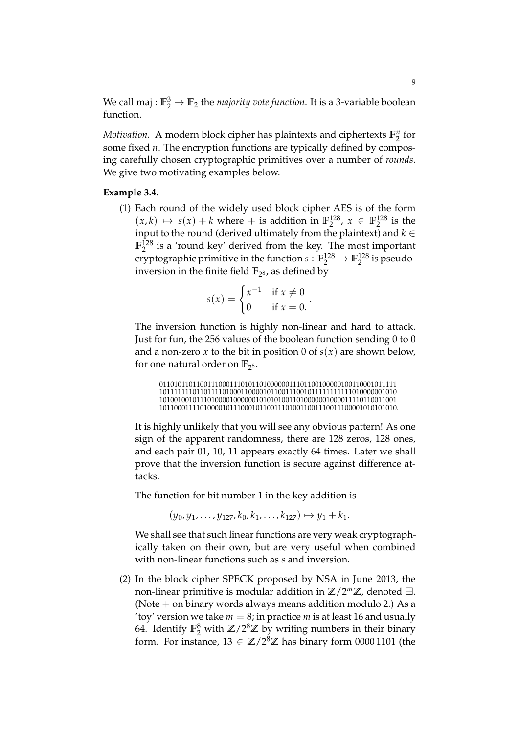We call maj : $\mathbb{F}_2^3 \to \mathbb{F}_2$ the *majority vote function*. It is a 3-variable boolean function.

*Motivation.* A modern block cipher has plaintexts and ciphertexts $\mathbb{F}_2^n$ for some fixed $n$. The encryption functions are typically defined by composing carefully chosen cryptographic primitives over a number of *rounds*. We give two motivating examples below.

**Example 3.4.**

(1) Each round of the widely used block cipher AES is of the form $(x, k) \mapsto s(x) + k$ where $+$ is addition in $\mathbb{F}_2^{128}$, $x \in \mathbb{F}_2^{128}$ is the input to the round (derived ultimately from the plaintext) and $k \in \mathbb{F}_2^{128}$ is a 'round key' derived from the key. The most important cryptographic primitive in the function $s : \mathbb{F}_2^{128} \to \mathbb{F}_2^{128}$ is pseudo-inversion in the finite field $\mathbb{F}_{2^8}$, as defined by

$$s(x) = \begin{cases} x^{-1} & \text{if } x \neq 0 \\ 0 & \text{if } x = 0. \end{cases}.$$

The inversion function is highly non-linear and hard to attack. Just for fun, the 256 values of the boolean function sending 0 to 0 and a non-zero $x$ to the bit in position 0 of $s(x)$ are shown below, for one natural order on $\mathbb{F}_{2^8}$.

```
0110101101100111000111010110100000011101100100000100110001011111
1011111110110111101000110000101100111001011111111111010000001010
1010010010111010000100000001010101001101000000010000111101100110 01
1011000111101000010111000101100111010011001110011100001010101010.
```

It is highly unlikely that you will see any obvious pattern! As one sign of the apparent randomness, there are 128 zeros, 128 ones, and each pair 01, 10, 11 appears exactly 64 times. Later we shall prove that the inversion function is secure against difference attacks.

The function for bit number 1 in the key addition is

$$(y_0, y_1, \ldots, y_{127}, k_0, k_1, \ldots, k_{127}) \mapsto y_1 + k_1.$$

We shall see that such linear functions are very weak cryptographically taken on their own, but are very useful when combined with non-linear functions such as $s$ and inversion.

(2) In the block cipher SPECK proposed by NSA in June 2013, the non-linear primitive is modular addition in $\mathbb{Z}/2^m\mathbb{Z}$, denoted $\boxplus$. (Note $+$ on binary words always means addition modulo 2.) As a 'toy' version we take $m = 8$; in practice $m$ is at least 16 and usually 64. Identify $\mathbb{F}_2^8$ with $\mathbb{Z}/2^8\mathbb{Z}$ by writing numbers in their binary form. For instance, $13 \in \mathbb{Z}/2^8\mathbb{Z}$ has binary form 0000 1101 (the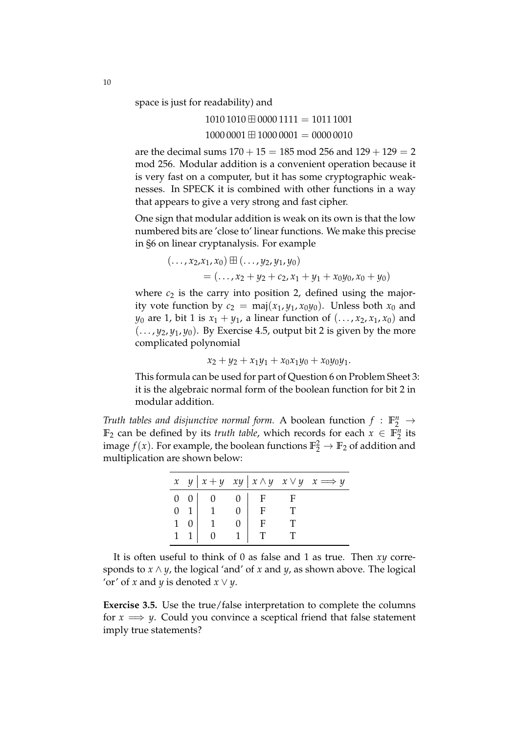space is just for readability) and

$$1010\,1010 \boxplus 0000\,1111 = 1011\,1001$$
$$1000\,0001 \boxplus 1000\,0001 = 0000\,0010$$

are the decimal sums $170 + 15 = 185 \bmod 256$ and $129 + 129 = 2 \bmod 256$. Modular addition is a convenient operation because it is very fast on a computer, but it has some cryptographic weaknesses. In SPECK it is combined with other functions in a way that appears to give a very strong and fast cipher.

One sign that modular addition is weak on its own is that the low numbered bits are 'close to' linear functions. We make this precise in §6 on linear cryptanalysis. For example

$$\begin{aligned}(\ldots, x_2, x_1, x_0) &\boxplus (\ldots, y_2, y_1, y_0) \\ &= (\ldots, x_2 + y_2 + c_2, x_1 + y_1 + x_0 y_0, x_0 + y_0)\end{aligned}$$

where $c_2$ is the carry into position 2, defined using the majority vote function by $c_2 = \mathrm{maj}(x_1, y_1, x_0 y_0)$. Unless both $x_0$ and $y_0$ are 1, bit 1 is $x_1 + y_1$, a linear function of $(\ldots, x_2, x_1, x_0)$ and $(\ldots, y_2, y_1, y_0)$. By Exercise 4.5, output bit 2 is given by the more complicated polynomial

$$x_2 + y_2 + x_1 y_1 + x_0 x_1 y_0 + x_0 y_0 y_1.$$

This formula can be used for part of Question 6 on Problem Sheet 3: it is the algebraic normal form of the boolean function for bit 2 in modular addition.

*Truth tables and disjunctive normal form.* A boolean function $f : \mathbb{F}_2^n \to \mathbb{F}_2$ can be defined by its *truth table*, which records for each $x \in \mathbb{F}_2^n$ its image $f(x)$. For example, the boolean functions $\mathbb{F}_2^2 \to \mathbb{F}_2$ of addition and multiplication are shown below:

| $x$ | $y$ | $x + y$ | $xy$ | $x \wedge y$ | $x \vee y$ | $x \Longrightarrow y$ |
|---|---|---|---|---|---|---|
| 0 | 0 | 0 | 0 | F | F | |
| 0 | 1 | 1 | 0 | F | T | |
| 1 | 0 | 1 | 0 | F | T | |
| 1 | 1 | 0 | 1 | T | T | |

It is often useful to think of 0 as false and 1 as true. Then $xy$ corresponds to $x \wedge y$, the logical 'and' of $x$ and $y$, as shown above. The logical 'or' of $x$ and $y$ is denoted $x \vee y$.

**Exercise 3.5.** Use the true/false interpretation to complete the columns for $x \Longrightarrow y$. Could you convince a sceptical friend that false statement imply true statements?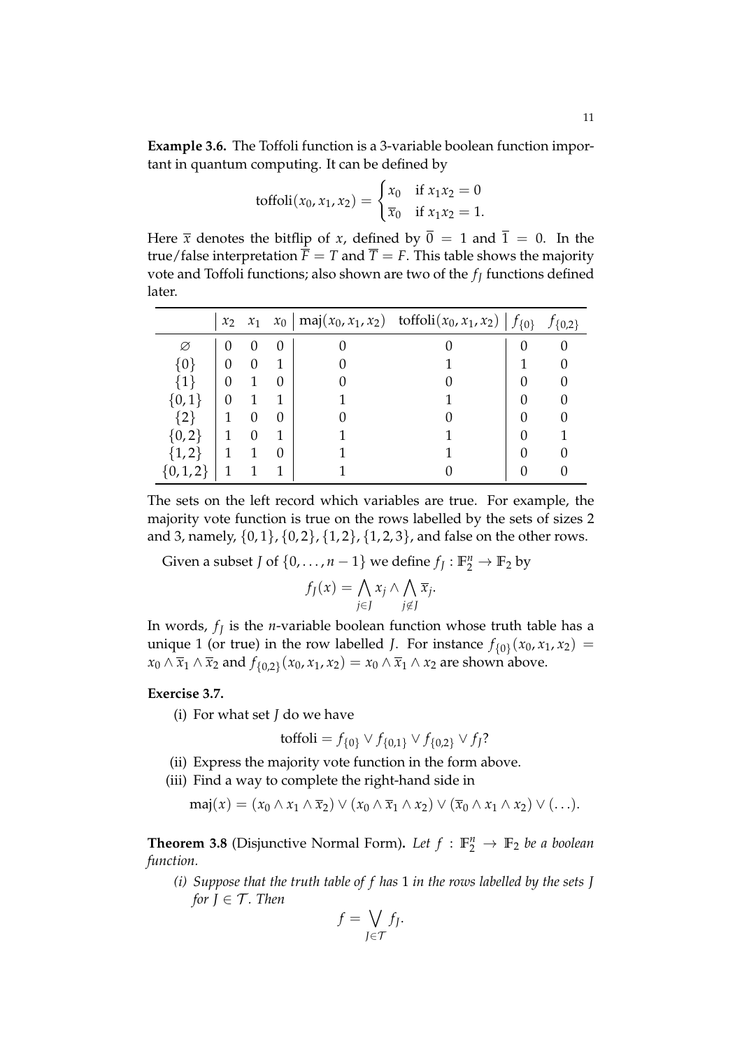**Example 3.6.** The Toffoli function is a 3-variable boolean function important in quantum computing. It can be defined by

$$\text{toffoli}(x_0, x_1, x_2) = \begin{cases} x_0 & \text{if } x_1x_2 = 0 \\ \overline{x}_0 & \text{if } x_1x_2 = 1. \end{cases}$$

Here $\overline{x}$ denotes the bitflip of $x$, defined by $\overline{0} = 1$ and $\overline{1} = 0$. In the true/false interpretation $\overline{F} = T$ and $\overline{T} = F$. This table shows the majority vote and Toffoli functions; also shown are two of the $f_J$ functions defined later.

| | $x_2$ | $x_1$ | $x_0$ | $\text{maj}(x_0, x_1, x_2)$ | $\text{toffoli}(x_0, x_1, x_2)$ | $f_{\{0\}}$ | $f_{\{0,2\}}$ |
|---|---|---|---|---|---|---|---|
| $\varnothing$ | 0 | 0 | 0 | 0 | 0 | 0 | 0 |
| $\{0\}$ | 0 | 0 | 1 | 0 | 1 | 1 | 0 |
| $\{1\}$ | 0 | 1 | 0 | 0 | 0 | 0 | 0 |
| $\{0,1\}$ | 0 | 1 | 1 | 1 | 1 | 0 | 0 |
| $\{2\}$ | 1 | 0 | 0 | 0 | 0 | 0 | 0 |
| $\{0,2\}$ | 1 | 0 | 1 | 1 | 1 | 0 | 1 |
| $\{1,2\}$ | 1 | 1 | 0 | 1 | 1 | 0 | 0 |
| $\{0,1,2\}$ | 1 | 1 | 1 | 1 | 0 | 0 | 0 |

The sets on the left record which variables are true. For example, the majority vote function is true on the rows labelled by the sets of sizes 2 and 3, namely, $\{0,1\}, \{0,2\}, \{1,2\}, \{1,2,3\}$, and false on the other rows.

Given a subset $J$ of $\{0, \ldots, n-1\}$ we define $f_J : \mathbb{F}_2^n \to \mathbb{F}_2$ by

$$f_J(x) = \bigwedge_{j \in J} x_j \wedge \bigwedge_{j \notin J} \overline{x}_j.$$

In words, $f_J$ is the $n$-variable boolean function whose truth table has a unique 1 (or true) in the row labelled $J$. For instance $f_{\{0\}}(x_0, x_1, x_2) = x_0 \wedge \overline{x}_1 \wedge \overline{x}_2$ and $f_{\{0,2\}}(x_0, x_1, x_2) = x_0 \wedge \overline{x}_1 \wedge x_2$ are shown above.

**Exercise 3.7.**

(i) For what set $J$ do we have

$$\text{toffoli} = f_{\{0\}} \vee f_{\{0,1\}} \vee f_{\{0,2\}} \vee f_J?$$

(ii) Express the majority vote function in the form above.

(iii) Find a way to complete the right-hand side in

$$\text{maj}(x) = (x_0 \wedge x_1 \wedge \overline{x}_2) \vee (x_0 \wedge \overline{x}_1 \wedge x_2) \vee (\overline{x}_0 \wedge x_1 \wedge x_2) \vee (\ldots).$$

**Theorem 3.8** (Disjunctive Normal Form)**.** *Let $f : \mathbb{F}_2^n \to \mathbb{F}_2$ be a boolean function.*

*(i) Suppose that the truth table of $f$ has 1 in the rows labelled by the sets $J$ for $J \in \mathcal{T}$. Then*

$$f = \bigvee_{J \in \mathcal{T}} f_J.$$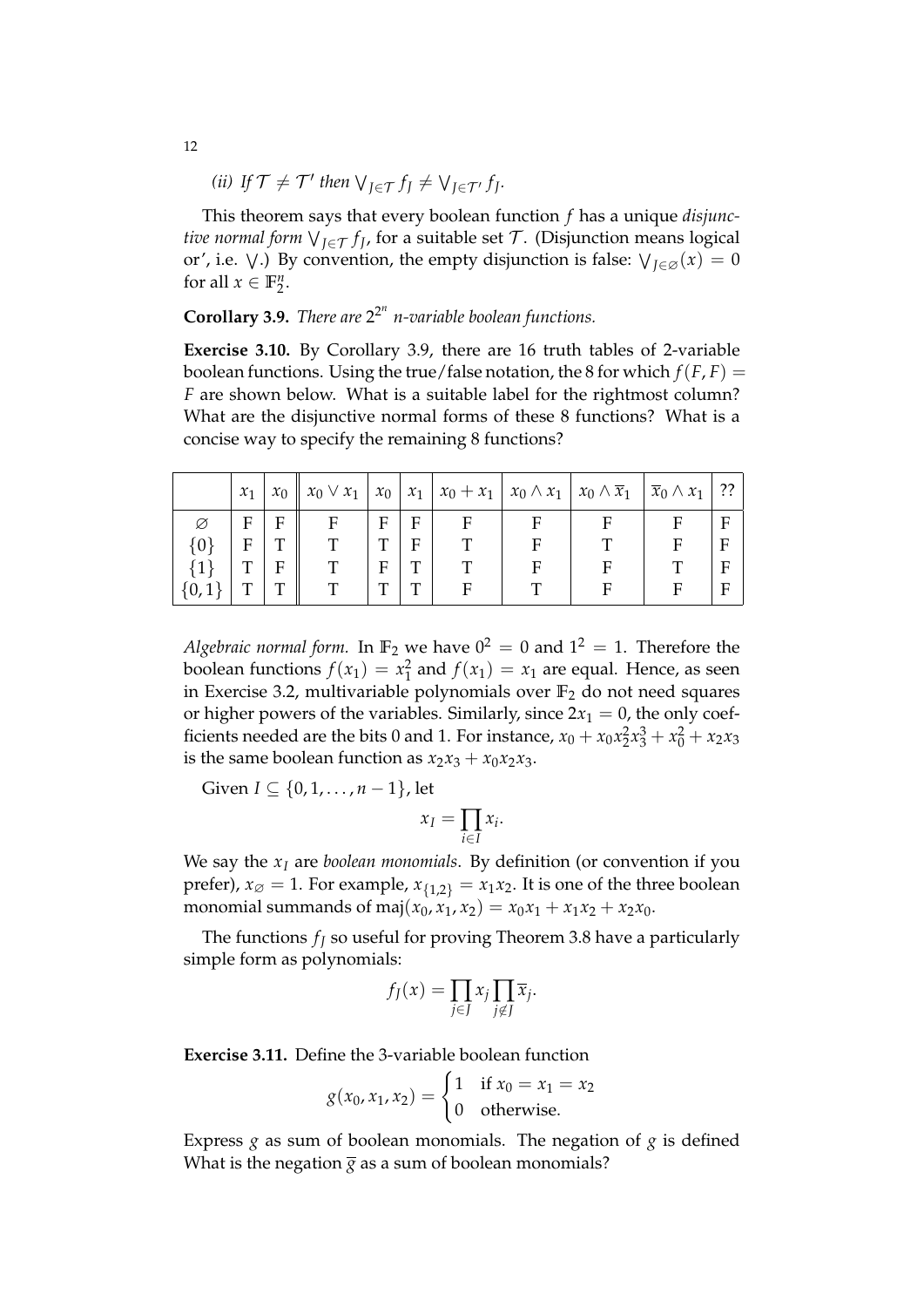*(ii) If $\mathcal{T} \neq \mathcal{T}'$ then $\bigvee_{J\in\mathcal{T}} f_J \neq \bigvee_{J\in\mathcal{T}'} f_J$.*

This theorem says that every boolean function $f$ has a unique *disjunctive normal form* $\bigvee_{J\in\mathcal{T}} f_J$, for a suitable set $\mathcal{T}$. (Disjunction means logical or', i.e. $\bigvee$.) By convention, the empty disjunction is false: $\bigvee_{J\in\varnothing}(x) = 0$ for all $x \in \mathbb{F}_2^n$.

**Corollary 3.9.** *There are $2^{2^n}$ n-variable boolean functions.*

**Exercise 3.10.** By Corollary 3.9, there are 16 truth tables of 2-variable boolean functions. Using the true/false notation, the 8 for which $f(F, F) = F$ are shown below. What is a suitable label for the rightmost column? What are the disjunctive normal forms of these 8 functions? What is a concise way to specify the remaining 8 functions?

| | $x_1$ | $x_0$ | $x_0 \vee x_1$ | $x_0$ | $x_1$ | $x_0 + x_1$ | $x_0 \wedge x_1$ | $x_0 \wedge \overline{x}_1$ | $\overline{x}_0 \wedge x_1$ | ?? |
|---|---|---|---|---|---|---|---|---|---|---|
| $\varnothing$ | F | F | F | F | F | F | F | F | F | F |
| $\{0\}$ | F | T | T | T | F | T | F | T | F | F |
| $\{1\}$ | T | F | T | F | T | T | F | F | T | F |
| $\{0,1\}$ | T | T | T | T | T | F | T | F | F | F |

*Algebraic normal form.* In $\mathbb{F}_2$ we have $0^2 = 0$ and $1^2 = 1$. Therefore the boolean functions $f(x_1) = x_1^2$ and $f(x_1) = x_1$ are equal. Hence, as seen in Exercise 3.2, multivariable polynomials over $\mathbb{F}_2$ do not need squares or higher powers of the variables. Similarly, since $2x_1 = 0$, the only coefficients needed are the bits 0 and 1. For instance, $x_0 + x_0x_2^2x_3^3 + x_0^2 + x_2x_3$ is the same boolean function as $x_2x_3 + x_0x_2x_3$.

Given $I \subseteq \{0, 1, \ldots, n-1\}$, let

$$x_I = \prod_{i\in I} x_i.$$

We say the $x_I$ are *boolean monomials*. By definition (or convention if you prefer), $x_\varnothing = 1$. For example, $x_{\{1,2\}} = x_1x_2$. It is one of the three boolean monomial summands of $\mathrm{maj}(x_0, x_1, x_2) = x_0x_1 + x_1x_2 + x_2x_0$.

The functions $f_J$ so useful for proving Theorem 3.8 have a particularly simple form as polynomials:

$$f_J(x) = \prod_{j\in J} x_j \prod_{j\notin J} \overline{x}_j.$$

**Exercise 3.11.** Define the 3-variable boolean function

$$g(x_0, x_1, x_2) = \begin{cases} 1 & \text{if } x_0 = x_1 = x_2 \\ 0 & \text{otherwise.} \end{cases}$$

Express $g$ as sum of boolean monomials. The negation of $g$ is defined What is the negation $\overline{g}$ as a sum of boolean monomials?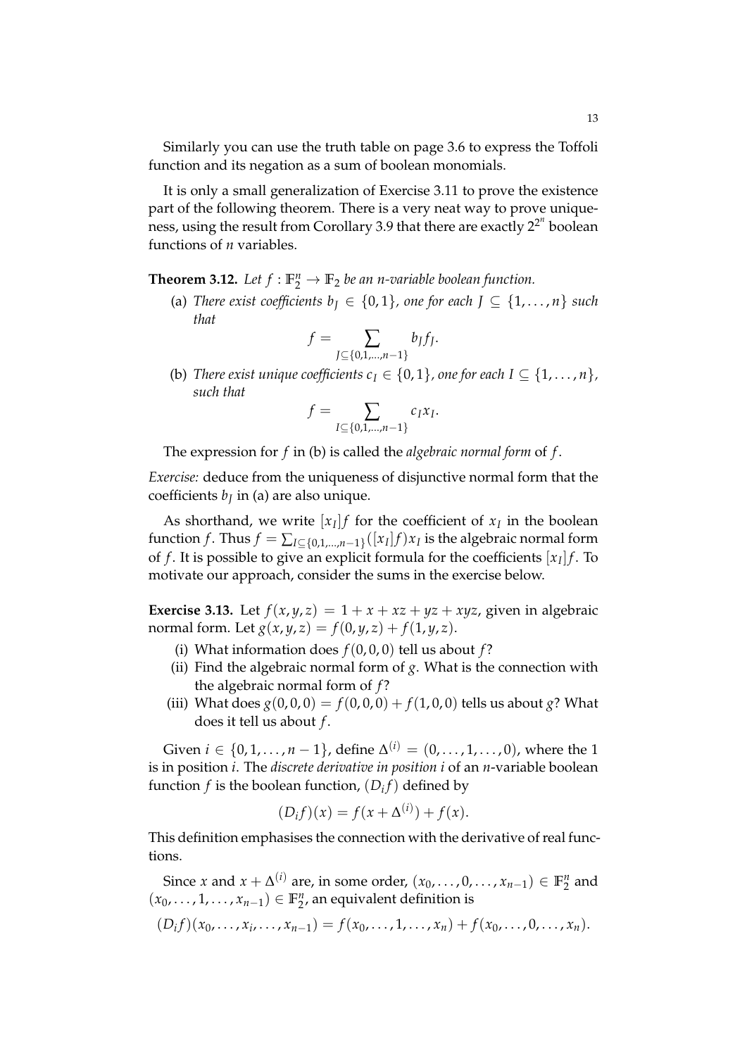Similarly you can use the truth table on page 3.6 to express the Toffoli function and its negation as a sum of boolean monomials.

It is only a small generalization of Exercise 3.11 to prove the existence part of the following theorem. There is a very neat way to prove uniqueness, using the result from Corollary 3.9 that there are exactly $2^{2^n}$ boolean functions of $n$ variables.

**Theorem 3.12.** *Let $f : \mathbb{F}_2^n \to \mathbb{F}_2$ be an $n$-variable boolean function.*

(a) *There exist coefficients $b_J \in \{0, 1\}$, one for each $J \subseteq \{1, \ldots, n\}$ such that*

$$f = \sum_{J \subseteq \{0,1,\ldots,n-1\}} b_J f_J.$$

(b) *There exist unique coefficients $c_I \in \{0, 1\}$, one for each $I \subseteq \{1, \ldots, n\}$, such that*

$$f = \sum_{I \subseteq \{0,1,\ldots,n-1\}} c_I x_I.$$

The expression for $f$ in (b) is called the *algebraic normal form* of $f$.

*Exercise:* deduce from the uniqueness of disjunctive normal form that the coefficients $b_J$ in (a) are also unique.

As shorthand, we write $[x_I]f$ for the coefficient of $x_I$ in the boolean function $f$. Thus $f = \sum_{I \subseteq \{0,1,\ldots,n-1\}} ([x_I]f) x_I$ is the algebraic normal form of $f$. It is possible to give an explicit formula for the coefficients $[x_I]f$. To motivate our approach, consider the sums in the exercise below.

**Exercise 3.13.** Let $f(x, y, z) = 1 + x + xz + yz + xyz$, given in algebraic normal form. Let $g(x, y, z) = f(0, y, z) + f(1, y, z)$.

(i) What information does $f(0, 0, 0)$ tell us about $f$?

(ii) Find the algebraic normal form of $g$. What is the connection with the algebraic normal form of $f$?

(iii) What does $g(0, 0, 0) = f(0, 0, 0) + f(1, 0, 0)$ tells us about $g$? What does it tell us about $f$.

Given $i \in \{0, 1, \ldots, n-1\}$, define $\Delta^{(i)} = (0, \ldots, 1, \ldots, 0)$, where the 1 is in position $i$. The *discrete derivative in position i* of an $n$-variable boolean function $f$ is the boolean function, $(D_i f)$ defined by

$$(D_i f)(x) = f(x + \Delta^{(i)}) + f(x).$$

This definition emphasises the connection with the derivative of real functions.

Since $x$ and $x + \Delta^{(i)}$ are, in some order, $(x_0, \ldots, 0, \ldots, x_{n-1}) \in \mathbb{F}_2^n$ and $(x_0, \ldots, 1, \ldots, x_{n-1}) \in \mathbb{F}_2^n$, an equivalent definition is

$$(D_i f)(x_0, \ldots, x_i, \ldots, x_{n-1}) = f(x_0, \ldots, 1, \ldots, x_n) + f(x_0, \ldots, 0, \ldots, x_n).$$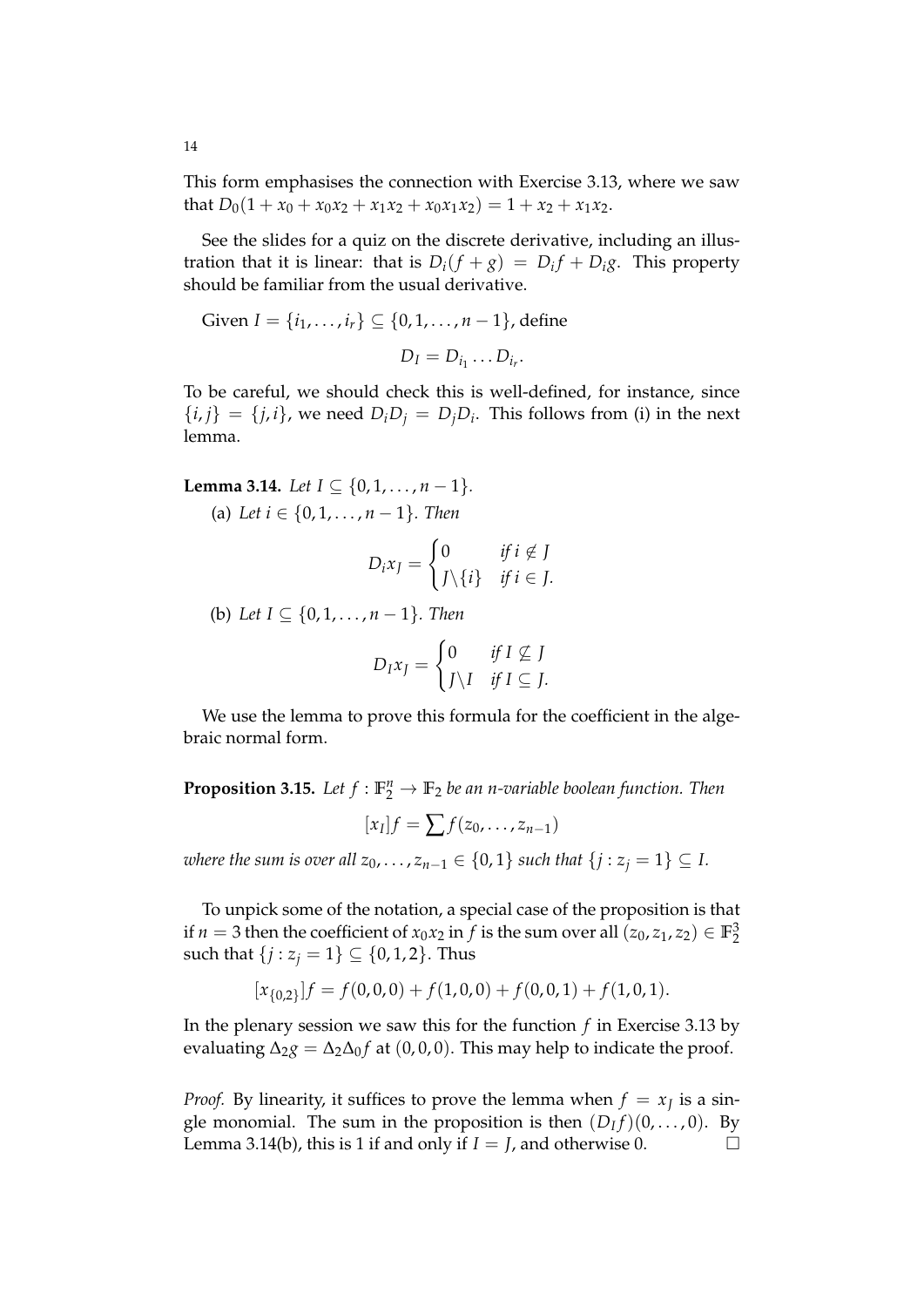This form emphasises the connection with Exercise 3.13, where we saw that $D_0(1 + x_0 + x_0x_2 + x_1x_2 + x_0x_1x_2) = 1 + x_2 + x_1x_2$.

See the slides for a quiz on the discrete derivative, including an illustration that it is linear: that is $D_i(f + g) = D_i f + D_i g$. This property should be familiar from the usual derivative.

Given $I = \{i_1, \ldots, i_r\} \subseteq \{0, 1, \ldots, n-1\}$, define

$$D_I = D_{i_1} \ldots D_{i_r}.$$

To be careful, we should check this is well-defined, for instance, since $\{i, j\} = \{j, i\}$, we need $D_i D_j = D_j D_i$. This follows from (i) in the next lemma.

**Lemma 3.14.** *Let $I \subseteq \{0, 1, \ldots, n-1\}$.*

(a) *Let $i \in \{0, 1, \ldots, n-1\}$. Then*

$$D_i x_J = \begin{cases} 0 & \text{if } i \notin J \\ J \backslash \{i\} & \text{if } i \in J. \end{cases}$$

(b) *Let $I \subseteq \{0, 1, \ldots, n-1\}$. Then*

$$D_I x_J = \begin{cases} 0 & \text{if } I \not\subseteq J \\ J \backslash I & \text{if } I \subseteq J. \end{cases}$$

We use the lemma to prove this formula for the coefficient in the algebraic normal form.

**Proposition 3.15.** *Let $f : \mathbb{F}_2^n \to \mathbb{F}_2$ be an $n$-variable boolean function. Then*

$$[x_I]f = \sum f(z_0, \ldots, z_{n-1})$$

*where the sum is over all $z_0, \ldots, z_{n-1} \in \{0, 1\}$ such that $\{j : z_j = 1\} \subseteq I$.*

To unpick some of the notation, a special case of the proposition is that if $n = 3$ then the coefficient of $x_0x_2$ in $f$ is the sum over all $(z_0, z_1, z_2) \in \mathbb{F}_2^3$ such that $\{j : z_j = 1\} \subseteq \{0, 1, 2\}$. Thus

$$[x_{\{0,2\}}]f = f(0, 0, 0) + f(1, 0, 0) + f(0, 0, 1) + f(1, 0, 1).$$

In the plenary session we saw this for the function $f$ in Exercise 3.13 by evaluating $\Delta_2 g = \Delta_2 \Delta_0 f$ at $(0, 0, 0)$. This may help to indicate the proof.

*Proof.* By linearity, it suffices to prove the lemma when $f = x_J$ is a single monomial. The sum in the proposition is then $(D_I f)(0, \ldots, 0)$. By Lemma 3.14(b), this is 1 if and only if $I = J$, and otherwise 0. $\square$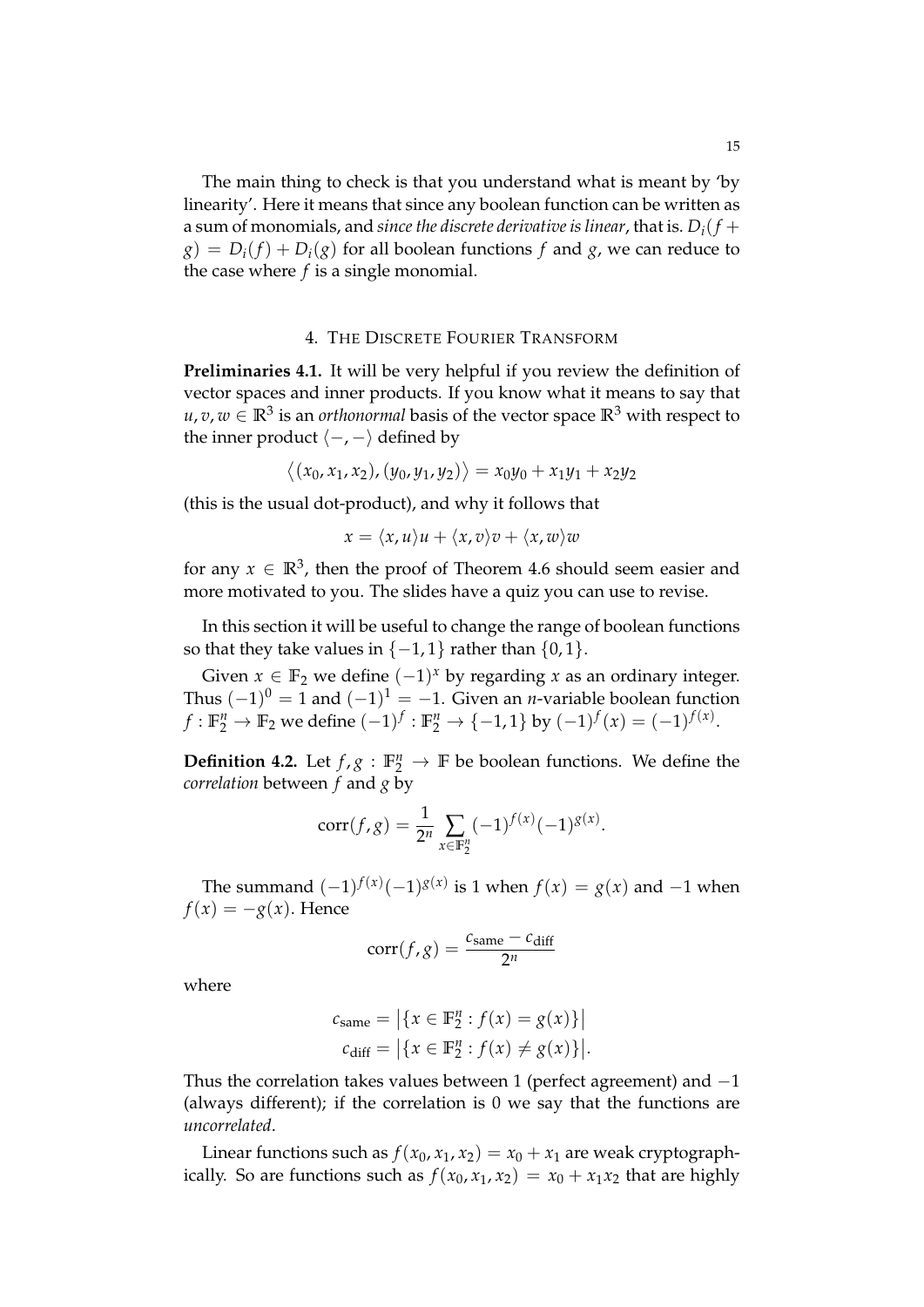The main thing to check is that you understand what is meant by 'by linearity'. Here it means that since any boolean function can be written as a sum of monomials, and *since the discrete derivative is linear*, that is. $D_i(f + g) = D_i(f) + D_i(g)$ for all boolean functions $f$ and $g$, we can reduce to the case where $f$ is a single monomial.

## 4. The Discrete Fourier Transform

**Preliminaries 4.1.** It will be very helpful if you review the definition of vector spaces and inner products. If you know what it means to say that $u, v, w \in \mathbb{R}^3$ is an *orthonormal* basis of the vector space $\mathbb{R}^3$ with respect to the inner product $\langle -, - \rangle$ defined by

$$\big\langle (x_0, x_1, x_2), (y_0, y_1, y_2) \big\rangle = x_0 y_0 + x_1 y_1 + x_2 y_2$$

(this is the usual dot-product), and why it follows that

$$x = \langle x, u \rangle u + \langle x, v \rangle v + \langle x, w \rangle w$$

for any $x \in \mathbb{R}^3$, then the proof of Theorem 4.6 should seem easier and more motivated to you. The slides have a quiz you can use to revise.

In this section it will be useful to change the range of boolean functions so that they take values in $\{-1, 1\}$ rather than $\{0, 1\}$.

Given $x \in \mathbb{F}_2$ we define $(-1)^x$ by regarding $x$ as an ordinary integer. Thus $(-1)^0 = 1$ and $(-1)^1 = -1$. Given an $n$-variable boolean function $f : \mathbb{F}_2^n \to \mathbb{F}_2$ we define $(-1)^f : \mathbb{F}_2^n \to \{-1, 1\}$ by $(-1)^f(x) = (-1)^{f(x)}$.

**Definition 4.2.** Let $f, g : \mathbb{F}_2^n \to \mathbb{F}$ be boolean functions. We define the *correlation* between $f$ and $g$ by

$$\operatorname{corr}(f, g) = \frac{1}{2^n} \sum_{x \in \mathbb{F}_2^n} (-1)^{f(x)} (-1)^{g(x)}.$$

The summand $(-1)^{f(x)}(-1)^{g(x)}$ is 1 when $f(x) = g(x)$ and $-1$ when $f(x) = -g(x)$. Hence

$$\operatorname{corr}(f, g) = \frac{c_{\text{same}} - c_{\text{diff}}}{2^n}$$

where

$$c_{\text{same}} = \big|\{x \in \mathbb{F}_2^n : f(x) = g(x)\}\big|$$
$$c_{\text{diff}} = \big|\{x \in \mathbb{F}_2^n : f(x) \neq g(x)\}\big|.$$

Thus the correlation takes values between 1 (perfect agreement) and $-1$ (always different); if the correlation is 0 we say that the functions are *uncorrelated*.

Linear functions such as $f(x_0, x_1, x_2) = x_0 + x_1$ are weak cryptographically. So are functions such as $f(x_0, x_1, x_2) = x_0 + x_1 x_2$ that are highly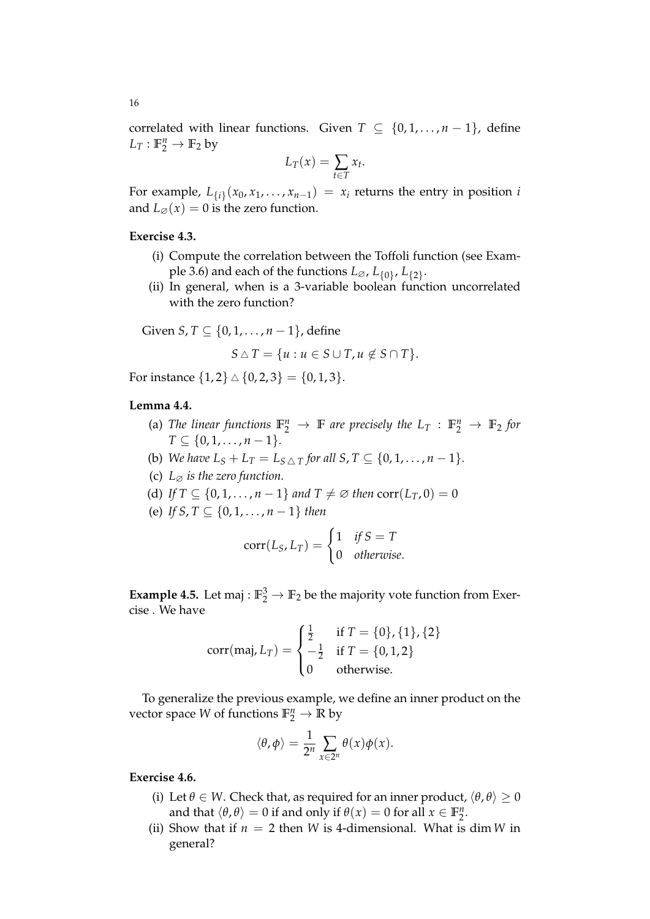correlated with linear functions. Given $T \subseteq \{0, 1, \ldots, n-1\}$, define $L_T : \mathbb{F}_2^n \to \mathbb{F}_2$ by

$$L_T(x) = \sum_{t \in T} x_t.$$

For example, $L_{\{i\}}(x_0, x_1, \ldots, x_{n-1}) = x_i$ returns the entry in position $i$ and $L_\varnothing(x) = 0$ is the zero function.

**Exercise 4.3.**

(i) Compute the correlation between the Toffoli function (see Example 3.6) and each of the functions $L_\varnothing$, $L_{\{0\}}$, $L_{\{2\}}$.

(ii) In general, when is a 3-variable boolean function uncorrelated with the zero function?

Given $S, T \subseteq \{0, 1, \ldots, n-1\}$, define

$$S \vartriangle T = \{u : u \in S \cup T, u \notin S \cap T\}.$$

For instance $\{1, 2\} \vartriangle \{0, 2, 3\} = \{0, 1, 3\}$.

**Lemma 4.4.**

(a) *The linear functions* $\mathbb{F}_2^n \to \mathbb{F}$ *are precisely the* $L_T : \mathbb{F}_2^n \to \mathbb{F}_2$ *for* $T \subseteq \{0, 1, \ldots, n-1\}$.

(b) *We have* $L_S + L_T = L_{S \vartriangle T}$ *for all* $S, T \subseteq \{0, 1, \ldots, n-1\}$.

(c) $L_\varnothing$ *is the zero function.*

(d) *If* $T \subseteq \{0, 1, \ldots, n-1\}$ *and* $T \neq \varnothing$ *then* $\operatorname{corr}(L_T, 0) = 0$

(e) *If* $S, T \subseteq \{0, 1, \ldots, n-1\}$ *then*

$$\operatorname{corr}(L_S, L_T) = \begin{cases} 1 & \textit{if } S = T \\ 0 & \textit{otherwise}. \end{cases}$$

**Example 4.5.** Let maj : $\mathbb{F}_2^3 \to \mathbb{F}_2$ be the majority vote function from Exercise . We have

$$\operatorname{corr}(\text{maj}, L_T) = \begin{cases} \frac{1}{2} & \text{if } T = \{0\}, \{1\}, \{2\} \\ -\frac{1}{2} & \text{if } T = \{0, 1, 2\} \\ 0 & \text{otherwise.} \end{cases}$$

To generalize the previous example, we define an inner product on the vector space $W$ of functions $\mathbb{F}_2^n \to \mathbb{R}$ by

$$\langle \theta, \phi \rangle = \frac{1}{2^n} \sum_{x \in 2^n} \theta(x)\phi(x).$$

**Exercise 4.6.**

(i) Let $\theta \in W$. Check that, as required for an inner product, $\langle \theta, \theta \rangle \geq 0$ and that $\langle \theta, \theta \rangle = 0$ if and only if $\theta(x) = 0$ for all $x \in \mathbb{F}_2^n$.

(ii) Show that if $n = 2$ then $W$ is 4-dimensional. What is $\dim W$ in general?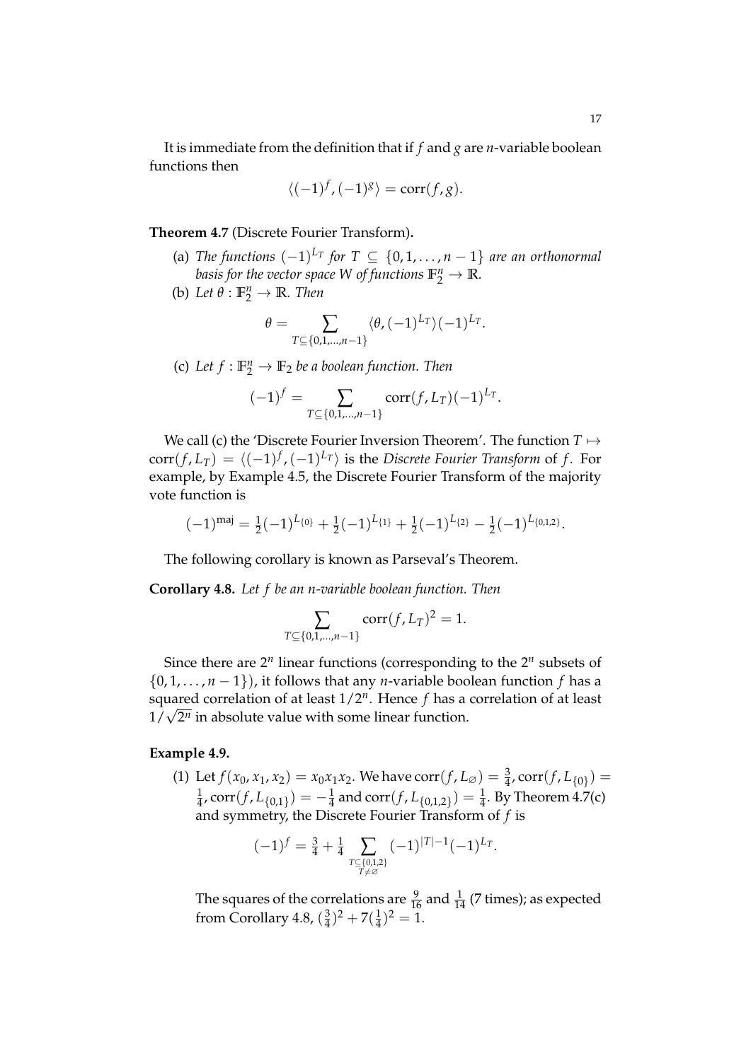It is immediate from the definition that if $f$ and $g$ are $n$-variable boolean functions then

$$\langle (-1)^f, (-1)^g \rangle = \operatorname{corr}(f, g).$$

**Theorem 4.7** (Discrete Fourier Transform)**.**

(a) *The functions* $(-1)^{L_T}$ *for* $T \subseteq \{0, 1, \ldots, n-1\}$ *are an orthonormal basis for the vector space* $W$ *of functions* $\mathbb{F}_2^n \to \mathbb{R}$.

(b) *Let* $\theta : \mathbb{F}_2^n \to \mathbb{R}$. *Then*

$$\theta = \sum_{T \subseteq \{0,1,\ldots,n-1\}} \langle \theta, (-1)^{L_T} \rangle (-1)^{L_T}.$$

(c) *Let* $f : \mathbb{F}_2^n \to \mathbb{F}_2$ *be a boolean function. Then*

$$(-1)^f = \sum_{T \subseteq \{0,1,\ldots,n-1\}} \operatorname{corr}(f, L_T)(-1)^{L_T}.$$

We call (c) the 'Discrete Fourier Inversion Theorem'. The function $T \mapsto \operatorname{corr}(f, L_T) = \langle (-1)^f, (-1)^{L_T} \rangle$ is the *Discrete Fourier Transform* of $f$. For example, by Example 4.5, the Discrete Fourier Transform of the majority vote function is

$$(-1)^{\mathrm{maj}} = \tfrac{1}{2}(-1)^{L_{\{0\}}} + \tfrac{1}{2}(-1)^{L_{\{1\}}} + \tfrac{1}{2}(-1)^{L_{\{2\}}} - \tfrac{1}{2}(-1)^{L_{\{0,1,2\}}}.$$

The following corollary is known as Parseval's Theorem.

**Corollary 4.8.** *Let* $f$ *be an* $n$*-variable boolean function. Then*

$$\sum_{T \subseteq \{0,1,\ldots,n-1\}} \operatorname{corr}(f, L_T)^2 = 1.$$

Since there are $2^n$ linear functions (corresponding to the $2^n$ subsets of $\{0, 1, \ldots, n-1\}$), it follows that any $n$-variable boolean function $f$ has a squared correlation of at least $1/2^n$. Hence $f$ has a correlation of at least $1/\sqrt{2^n}$ in absolute value with some linear function.

**Example 4.9.**

(1) Let $f(x_0, x_1, x_2) = x_0 x_1 x_2$. We have $\operatorname{corr}(f, L_\varnothing) = \frac{3}{4}$, $\operatorname{corr}(f, L_{\{0\}}) = \frac{1}{4}$, $\operatorname{corr}(f, L_{\{0,1\}}) = -\frac{1}{4}$ and $\operatorname{corr}(f, L_{\{0,1,2\}}) = \frac{1}{4}$. By Theorem 4.7(c) and symmetry, the Discrete Fourier Transform of $f$ is

$$(-1)^f = \tfrac{3}{4} + \tfrac{1}{4} \sum_{\substack{T \subseteq \{0,1,2\} \\ T \neq \varnothing}} (-1)^{|T|-1}(-1)^{L_T}.$$

The squares of the correlations are $\frac{9}{16}$ and $\frac{1}{14}$ (7 times); as expected from Corollary 4.8, $(\frac{3}{4})^2 + 7(\frac{1}{4})^2 = 1$.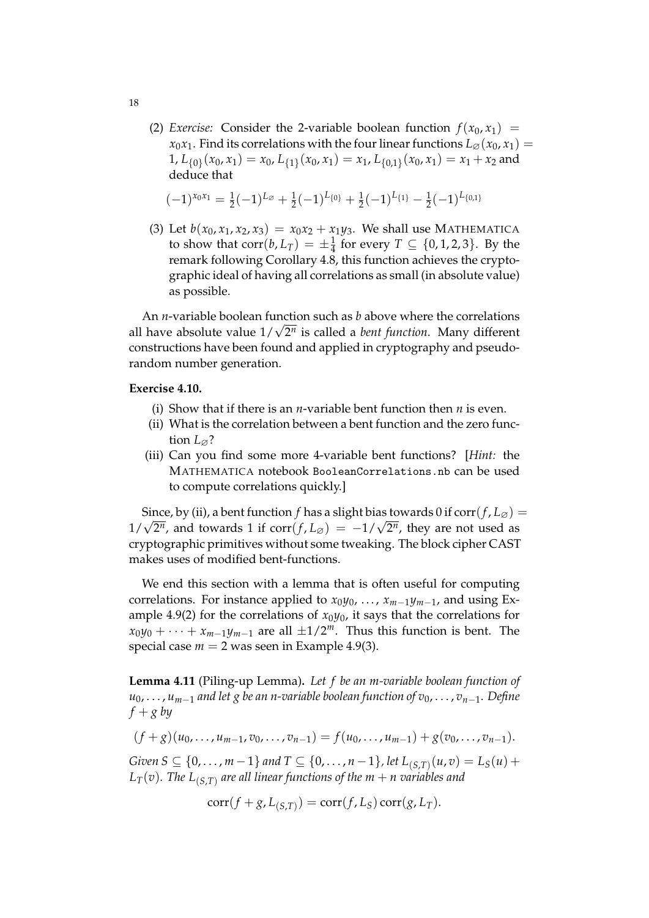(2) *Exercise:* Consider the 2-variable boolean function $f(x_0, x_1) = x_0 x_1$. Find its correlations with the four linear functions $L_\varnothing(x_0, x_1) = 1$, $L_{\{0\}}(x_0, x_1) = x_0$, $L_{\{1\}}(x_0, x_1) = x_1$, $L_{\{0,1\}}(x_0, x_1) = x_1 + x_2$ and deduce that

$$(-1)^{x_0 x_1} = \tfrac{1}{2}(-1)^{L_\varnothing} + \tfrac{1}{2}(-1)^{L_{\{0\}}} + \tfrac{1}{2}(-1)^{L_{\{1\}}} - \tfrac{1}{2}(-1)^{L_{\{0,1\}}}$$

(3) Let $b(x_0, x_1, x_2, x_3) = x_0 x_2 + x_1 y_3$. We shall use MATHEMATICA to show that $\mathrm{corr}(b, L_T) = \pm\frac{1}{4}$ for every $T \subseteq \{0, 1, 2, 3\}$. By the remark following Corollary 4.8, this function achieves the cryptographic ideal of having all correlations as small (in absolute value) as possible.

An $n$-variable boolean function such as $b$ above where the correlations all have absolute value $1/\sqrt{2^n}$ is called a *bent function*. Many different constructions have been found and applied in cryptography and pseudo-random number generation.

**Exercise 4.10.**

(i) Show that if there is an $n$-variable bent function then $n$ is even.

(ii) What is the correlation between a bent function and the zero function $L_\varnothing$?

(iii) Can you find some more 4-variable bent functions? [*Hint:* the MATHEMATICA notebook `BooleanCorrelations.nb` can be used to compute correlations quickly.]

Since, by (ii), a bent function $f$ has a slight bias towards 0 if $\mathrm{corr}(f, L_\varnothing) = 1/\sqrt{2^n}$, and towards 1 if $\mathrm{corr}(f, L_\varnothing) = -1/\sqrt{2^n}$, they are not used as cryptographic primitives without some tweaking. The block cipher CAST makes uses of modified bent-functions.

We end this section with a lemma that is often useful for computing correlations. For instance applied to $x_0 y_0, \ldots, x_{m-1} y_{m-1}$, and using Example 4.9(2) for the correlations of $x_0 y_0$, it says that the correlations for $x_0 y_0 + \cdots + x_{m-1} y_{m-1}$ are all $\pm 1/2^m$. Thus this function is bent. The special case $m = 2$ was seen in Example 4.9(3).

**Lemma 4.11** (Piling-up Lemma)**.** *Let $f$ be an $m$-variable boolean function of $u_0, \ldots, u_{m-1}$ and let $g$ be an $n$-variable boolean function of $v_0, \ldots, v_{n-1}$. Define $f + g$ by*

$$(f + g)(u_0, \ldots, u_{m-1}, v_0, \ldots, v_{n-1}) = f(u_0, \ldots, u_{m-1}) + g(v_0, \ldots, v_{n-1}).$$

*Given $S \subseteq \{0, \ldots, m-1\}$ and $T \subseteq \{0, \ldots, n-1\}$, let $L_{(S,T)}(u, v) = L_S(u) + L_T(v)$. The $L_{(S,T)}$ are all linear functions of the $m + n$ variables and*

$$\mathrm{corr}(f + g, L_{(S,T)}) = \mathrm{corr}(f, L_S)\,\mathrm{corr}(g, L_T).$$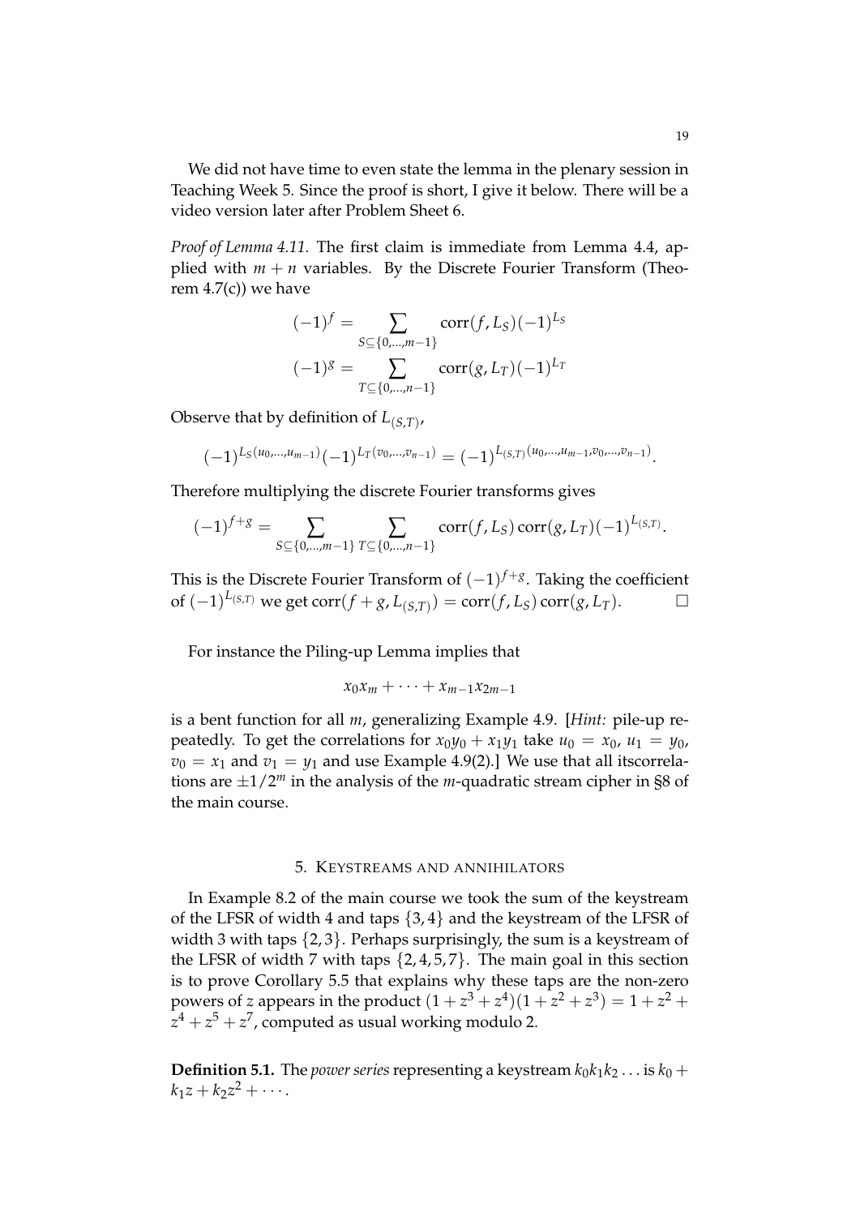We did not have time to even state the lemma in the plenary session in Teaching Week 5. Since the proof is short, I give it below. There will be a video version later after Problem Sheet 6.

*Proof of Lemma 4.11.* The first claim is immediate from Lemma 4.4, applied with $m+n$ variables. By the Discrete Fourier Transform (Theorem 4.7(c)) we have

$$(-1)^f = \sum_{S \subseteq \{0,\ldots,m-1\}} \operatorname{corr}(f, L_S)(-1)^{L_S}$$

$$(-1)^g = \sum_{T \subseteq \{0,\ldots,n-1\}} \operatorname{corr}(g, L_T)(-1)^{L_T}$$

Observe that by definition of $L_{(S,T)}$,

$$(-1)^{L_S(u_0,\ldots,u_{m-1})}(-1)^{L_T(v_0,\ldots,v_{n-1})} = (-1)^{L_{(S,T)}(u_0,\ldots,u_{m-1},v_0,\ldots,v_{n-1})}.$$

Therefore multiplying the discrete Fourier transforms gives

$$(-1)^{f+g} = \sum_{S \subseteq \{0,\ldots,m-1\}} \sum_{T \subseteq \{0,\ldots,n-1\}} \operatorname{corr}(f, L_S)\operatorname{corr}(g, L_T)(-1)^{L_{(S,T)}}.$$

This is the Discrete Fourier Transform of $(-1)^{f+g}$. Taking the coefficient of $(-1)^{L_{(S,T)}}$ we get $\operatorname{corr}(f+g, L_{(S,T)}) = \operatorname{corr}(f, L_S)\operatorname{corr}(g, L_T)$. □

For instance the Piling-up Lemma implies that

$$x_0 x_m + \cdots + x_{m-1} x_{2m-1}$$

is a bent function for all $m$, generalizing Example 4.9. [*Hint:* pile-up repeatedly. To get the correlations for $x_0 y_0 + x_1 y_1$ take $u_0 = x_0$, $u_1 = y_0$, $v_0 = x_1$ and $v_1 = y_1$ and use Example 4.9(2).] We use that all itscorrelations are $\pm 1/2^m$ in the analysis of the $m$-quadratic stream cipher in §8 of the main course.

## 5. Keystreams and annihilators

In Example 8.2 of the main course we took the sum of the keystream of the LFSR of width 4 and taps $\{3, 4\}$ and the keystream of the LFSR of width 3 with taps $\{2, 3\}$. Perhaps surprisingly, the sum is a keystream of the LFSR of width 7 with taps $\{2, 4, 5, 7\}$. The main goal in this section is to prove Corollary 5.5 that explains why these taps are the non-zero powers of $z$ appears in the product $(1 + z^3 + z^4)(1 + z^2 + z^3) = 1 + z^2 + z^4 + z^5 + z^7$, computed as usual working modulo 2.

**Definition 5.1.** The *power series* representing a keystream $k_0 k_1 k_2 \ldots$ is $k_0 + k_1 z + k_2 z^2 + \cdots$.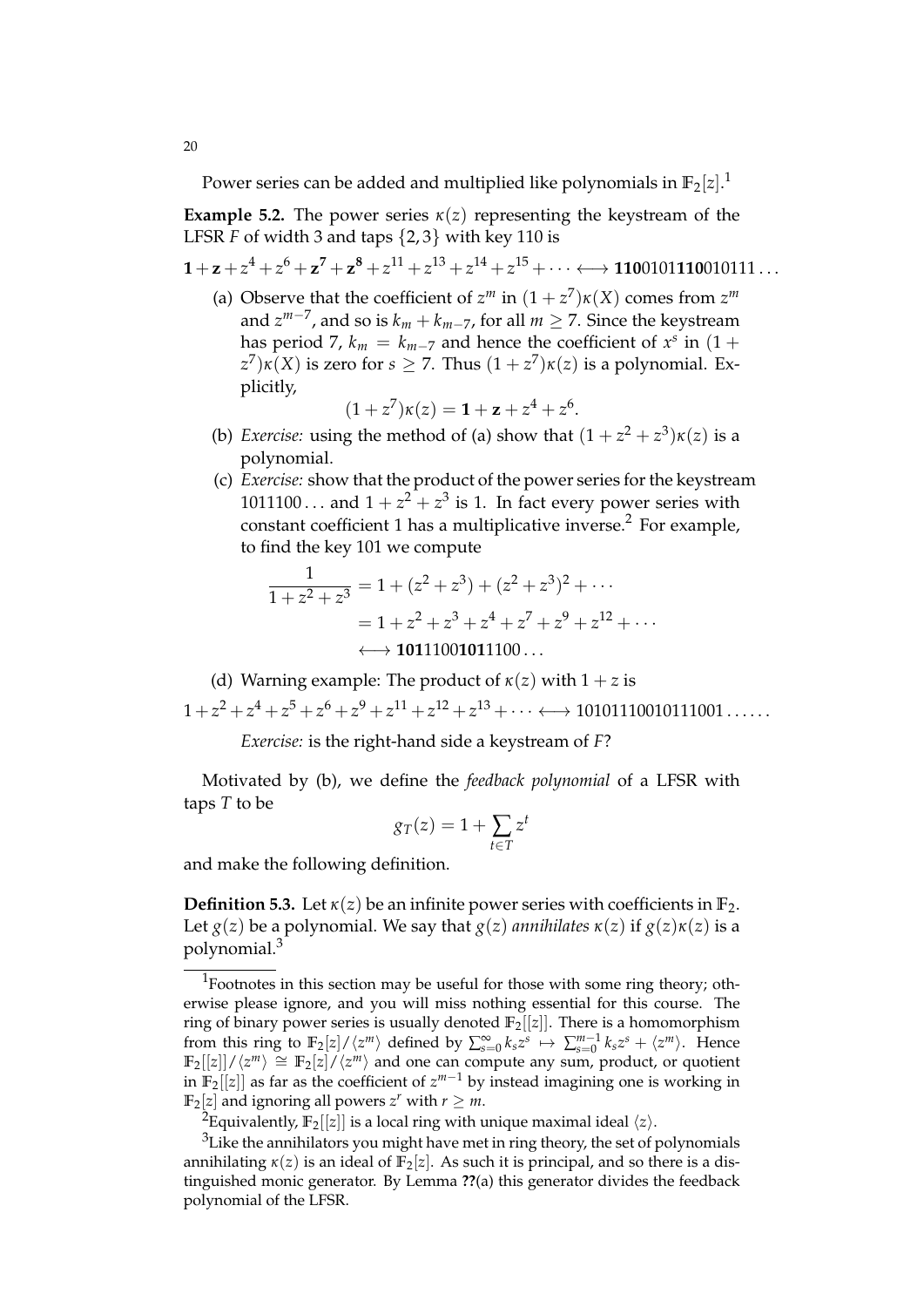Power series can be added and multiplied like polynomials in $\mathbb{F}_2[z]$.[1]

**Example 5.2.** The power series $\kappa(z)$ representing the keystream of the LFSR $F$ of width 3 and taps $\{2, 3\}$ with key 110 is

$$\mathbf{1} + \mathbf{z} + z^4 + z^6 + \mathbf{z^7} + \mathbf{z^8} + z^{11} + z^{13} + z^{14} + z^{15} + \cdots \longleftrightarrow \mathbf{110}0101\mathbf{110}010111\ldots$$

(a) Observe that the coefficient of $z^m$ in $(1 + z^7)\kappa(X)$ comes from $z^m$ and $z^{m-7}$, and so is $k_m + k_{m-7}$, for all $m \geq 7$. Since the keystream has period 7, $k_m = k_{m-7}$ and hence the coefficient of $x^s$ in $(1 + z^7)\kappa(X)$ is zero for $s \geq 7$. Thus $(1 + z^7)\kappa(z)$ is a polynomial. Explicitly,

$$(1 + z^7)\kappa(z) = \mathbf{1} + \mathbf{z} + z^4 + z^6.$$

(b) *Exercise:* using the method of (a) show that $(1 + z^2 + z^3)\kappa(z)$ is a polynomial.

(c) *Exercise:* show that the product of the power series for the keystream $1011100\ldots$ and $1 + z^2 + z^3$ is 1. In fact every power series with constant coefficient 1 has a multiplicative inverse.[2] For example, to find the key 101 we compute

$$\begin{aligned}
\frac{1}{1 + z^2 + z^3} &= 1 + (z^2 + z^3) + (z^2 + z^3)^2 + \cdots \\
&= 1 + z^2 + z^3 + z^4 + z^7 + z^9 + z^{12} + \cdots \\
&\longleftrightarrow \mathbf{101}1100\mathbf{101}1100\ldots
\end{aligned}$$

(d) Warning example: The product of $\kappa(z)$ with $1 + z$ is

$$1 + z^2 + z^4 + z^5 + z^6 + z^9 + z^{11} + z^{12} + z^{13} + \cdots \longleftrightarrow 10101110010111001\ldots\ldots$$

*Exercise:* is the right-hand side a keystream of $F$?

Motivated by (b), we define the *feedback polynomial* of a LFSR with taps $T$ to be

$$g_T(z) = 1 + \sum_{t \in T} z^t$$

and make the following definition.

**Definition 5.3.** Let $\kappa(z)$ be an infinite power series with coefficients in $\mathbb{F}_2$. Let $g(z)$ be a polynomial. We say that $g(z)$ *annihilates* $\kappa(z)$ if $g(z)\kappa(z)$ is a polynomial.[3]

---

[1] Footnotes in this section may be useful for those with some ring theory; otherwise please ignore, and you will miss nothing essential for this course. The ring of binary power series is usually denoted $\mathbb{F}_2[[z]]$. There is a homomorphism from this ring to $\mathbb{F}_2[z]/\langle z^m \rangle$ defined by $\sum_{s=0}^{\infty} k_s z^s \mapsto \sum_{s=0}^{m-1} k_s z^s + \langle z^m \rangle$. Hence $\mathbb{F}_2[[z]]/\langle z^m \rangle \cong \mathbb{F}_2[z]/\langle z^m \rangle$ and one can compute any sum, product, or quotient in $\mathbb{F}_2[[z]]$ as far as the coefficient of $z^{m-1}$ by instead imagining one is working in $\mathbb{F}_2[z]$ and ignoring all powers $z^r$ with $r \geq m$.

[2] Equivalently, $\mathbb{F}_2[[z]]$ is a local ring with unique maximal ideal $\langle z \rangle$.

[3] Like the annihilators you might have met in ring theory, the set of polynomials annihilating $\kappa(z)$ is an ideal of $\mathbb{F}_2[z]$. As such it is principal, and so there is a distinguished monic generator. By Lemma **??**(a) this generator divides the feedback polynomial of the LFSR.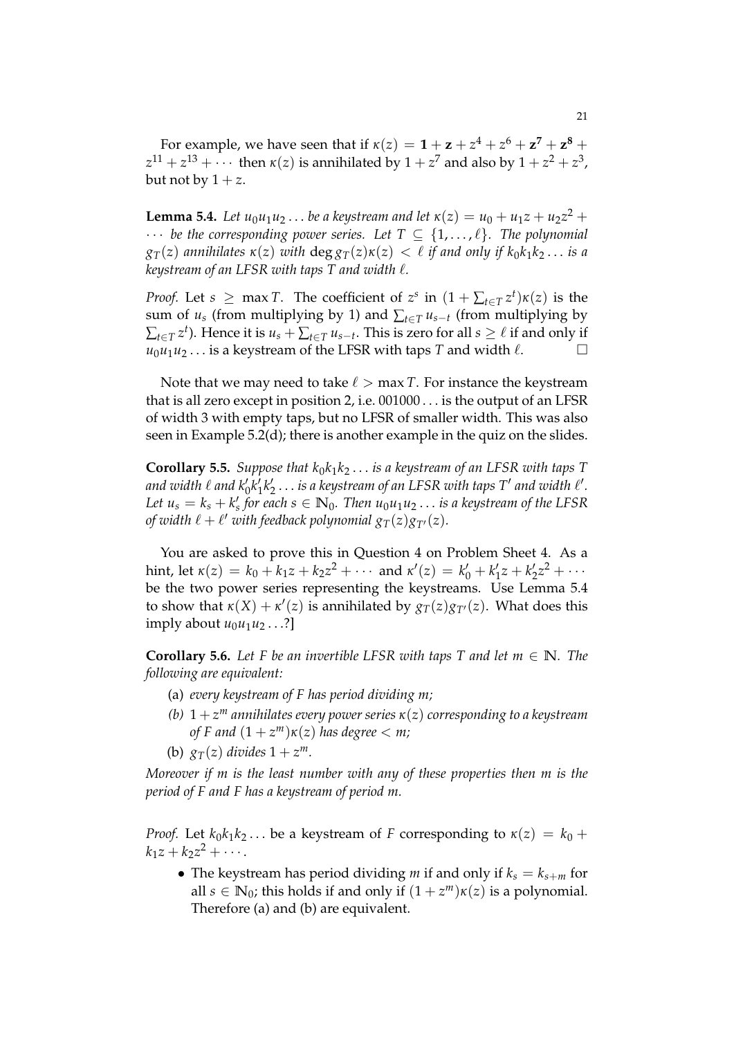For example, we have seen that if $\kappa(z) = \mathbf{1} + \mathbf{z} + z^4 + z^6 + \mathbf{z^7} + \mathbf{z^8} + z^{11} + z^{13} + \cdots$ then $\kappa(z)$ is annihilated by $1 + z^7$ and also by $1 + z^2 + z^3$, but not by $1 + z$.

**Lemma 5.4.** *Let $u_0 u_1 u_2 \ldots$ be a keystream and let $\kappa(z) = u_0 + u_1 z + u_2 z^2 + \cdots$ be the corresponding power series. Let $T \subseteq \{1, \ldots, \ell\}$. The polynomial $g_T(z)$ annihilates $\kappa(z)$ with $\deg g_T(z)\kappa(z) < \ell$ if and only if $k_0 k_1 k_2 \ldots$ is a keystream of an LFSR with taps $T$ and width $\ell$.*

*Proof.* Let $s \geq \max T$. The coefficient of $z^s$ in $(1 + \sum_{t \in T} z^t)\kappa(z)$ is the sum of $u_s$ (from multiplying by 1) and $\sum_{t \in T} u_{s-t}$ (from multiplying by $\sum_{t \in T} z^t$). Hence it is $u_s + \sum_{t \in T} u_{s-t}$. This is zero for all $s \geq \ell$ if and only if $u_0 u_1 u_2 \ldots$ is a keystream of the LFSR with taps $T$ and width $\ell$. $\square$

Note that we may need to take $\ell > \max T$. For instance the keystream that is all zero except in position 2, i.e. $001000\ldots$ is the output of an LFSR of width 3 with empty taps, but no LFSR of smaller width. This was also seen in Example 5.2(d); there is another example in the quiz on the slides.

**Corollary 5.5.** *Suppose that $k_0 k_1 k_2 \ldots$ is a keystream of an LFSR with taps $T$ and width $\ell$ and $k'_0 k'_1 k'_2 \ldots$ is a keystream of an LFSR with taps $T'$ and width $\ell'$. Let $u_s = k_s + k'_s$ for each $s \in \mathbb{N}_0$. Then $u_0 u_1 u_2 \ldots$ is a keystream of the LFSR of width $\ell + \ell'$ with feedback polynomial $g_T(z) g_{T'}(z)$.*

You are asked to prove this in Question 4 on Problem Sheet 4. As a hint, let $\kappa(z) = k_0 + k_1 z + k_2 z^2 + \cdots$ and $\kappa'(z) = k'_0 + k'_1 z + k'_2 z^2 + \cdots$ be the two power series representing the keystreams. Use Lemma 5.4 to show that $\kappa(X) + \kappa'(z)$ is annihilated by $g_T(z) g_{T'}(z)$. What does this imply about $u_0 u_1 u_2 \ldots$?]

**Corollary 5.6.** *Let $F$ be an invertible LFSR with taps $T$ and let $m \in \mathbb{N}$. The following are equivalent:*

(a) *every keystream of $F$ has period dividing $m$;*

*(b) $1 + z^m$ annihilates every power series $\kappa(z)$ corresponding to a keystream of $F$ and $(1 + z^m)\kappa(z)$ has degree $< m$;*

(b) *$g_T(z)$ divides $1 + z^m$.*

*Moreover if $m$ is the least number with any of these properties then $m$ is the period of $F$ and $F$ has a keystream of period $m$.*

*Proof.* Let $k_0 k_1 k_2 \ldots$ be a keystream of $F$ corresponding to $\kappa(z) = k_0 + k_1 z + k_2 z^2 + \cdots$.

- The keystream has period dividing $m$ if and only if $k_s = k_{s+m}$ for all $s \in \mathbb{N}_0$; this holds if and only if $(1 + z^m)\kappa(z)$ is a polynomial. Therefore (a) and (b) are equivalent.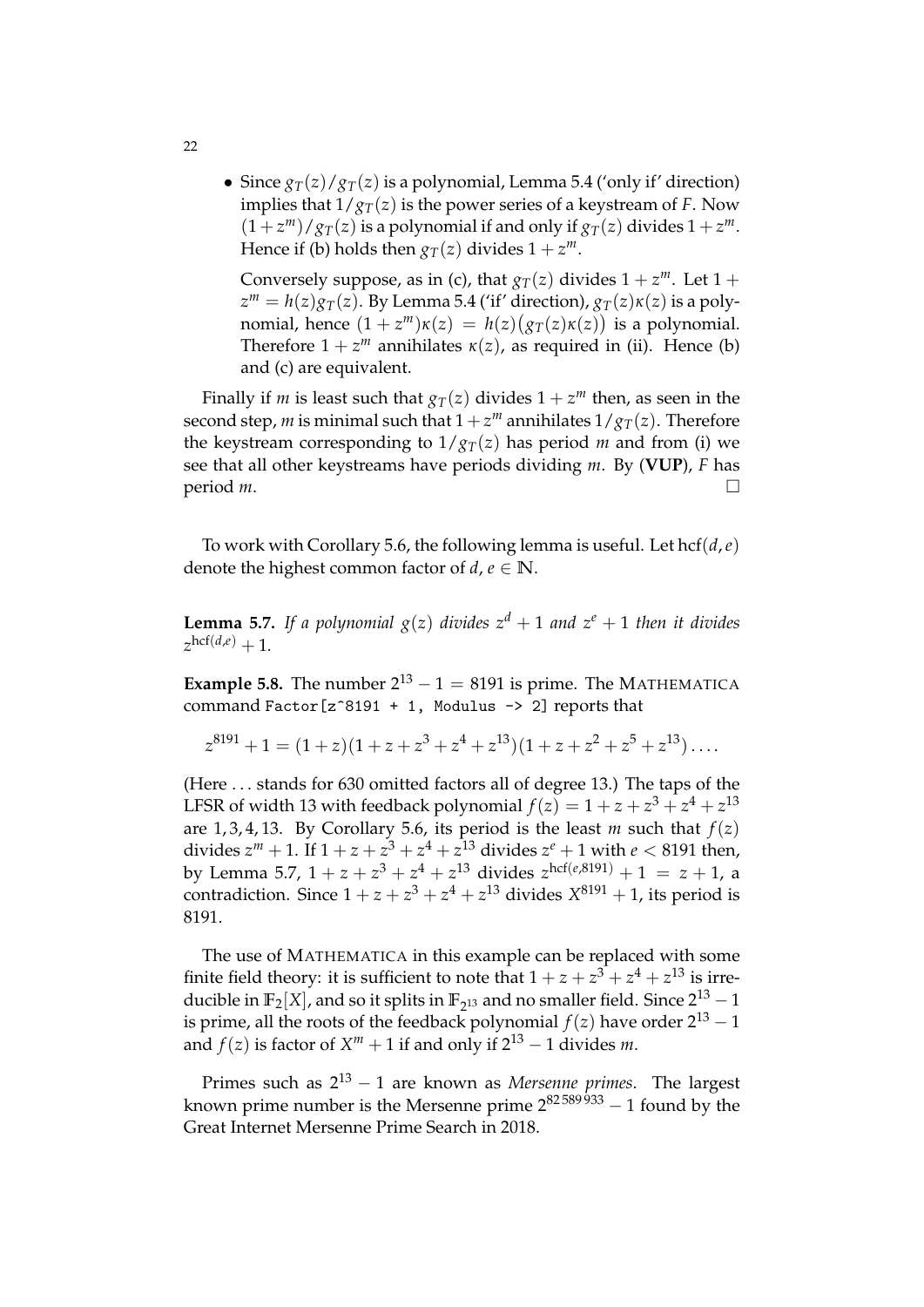- Since $g_T(z)/g_T(z)$ is a polynomial, Lemma 5.4 ('only if' direction) implies that $1/g_T(z)$ is the power series of a keystream of $F$. Now $(1+z^m)/g_T(z)$ is a polynomial if and only if $g_T(z)$ divides $1+z^m$. Hence if (b) holds then $g_T(z)$ divides $1+z^m$.

  Conversely suppose, as in (c), that $g_T(z)$ divides $1+z^m$. Let $1+z^m = h(z)g_T(z)$. By Lemma 5.4 ('if' direction), $g_T(z)\kappa(z)$ is a polynomial, hence $(1+z^m)\kappa(z) = h(z)\big(g_T(z)\kappa(z)\big)$ is a polynomial. Therefore $1+z^m$ annihilates $\kappa(z)$, as required in (ii). Hence (b) and (c) are equivalent.

Finally if $m$ is least such that $g_T(z)$ divides $1+z^m$ then, as seen in the second step, $m$ is minimal such that $1+z^m$ annihilates $1/g_T(z)$. Therefore the keystream corresponding to $1/g_T(z)$ has period $m$ and from (i) we see that all other keystreams have periods dividing $m$. By (**VUP**), $F$ has period $m$. □

To work with Corollary 5.6, the following lemma is useful. Let $\mathrm{hcf}(d,e)$ denote the highest common factor of $d, e \in \mathbb{N}$.

**Lemma 5.7.** *If a polynomial $g(z)$ divides $z^d+1$ and $z^e+1$ then it divides $z^{\mathrm{hcf}(d,e)}+1$.*

**Example 5.8.** The number $2^{13}-1 = 8191$ is prime. The MATHEMATICA command `Factor[z^8191 + 1, Modulus -> 2]` reports that

$$z^{8191}+1 = (1+z)(1+z+z^3+z^4+z^{13})(1+z+z^2+z^5+z^{13})\ldots.$$

(Here … stands for 630 omitted factors all of degree 13.) The taps of the LFSR of width 13 with feedback polynomial $f(z) = 1+z+z^3+z^4+z^{13}$ are $1,3,4,13$. By Corollary 5.6, its period is the least $m$ such that $f(z)$ divides $z^m+1$. If $1+z+z^3+z^4+z^{13}$ divides $z^e+1$ with $e < 8191$ then, by Lemma 5.7, $1+z+z^3+z^4+z^{13}$ divides $z^{\mathrm{hcf}(e,8191)}+1 = z+1$, a contradiction. Since $1+z+z^3+z^4+z^{13}$ divides $X^{8191}+1$, its period is 8191.

The use of MATHEMATICA in this example can be replaced with some finite field theory: it is sufficient to note that $1+z+z^3+z^4+z^{13}$ is irreducible in $\mathbb{F}_2[X]$, and so it splits in $\mathbb{F}_{2^{13}}$ and no smaller field. Since $2^{13}-1$ is prime, all the roots of the feedback polynomial $f(z)$ have order $2^{13}-1$ and $f(z)$ is factor of $X^m+1$ if and only if $2^{13}-1$ divides $m$.

Primes such as $2^{13}-1$ are known as *Mersenne primes*. The largest known prime number is the Mersenne prime $2^{82\,589\,933}-1$ found by the Great Internet Mersenne Prime Search in 2018.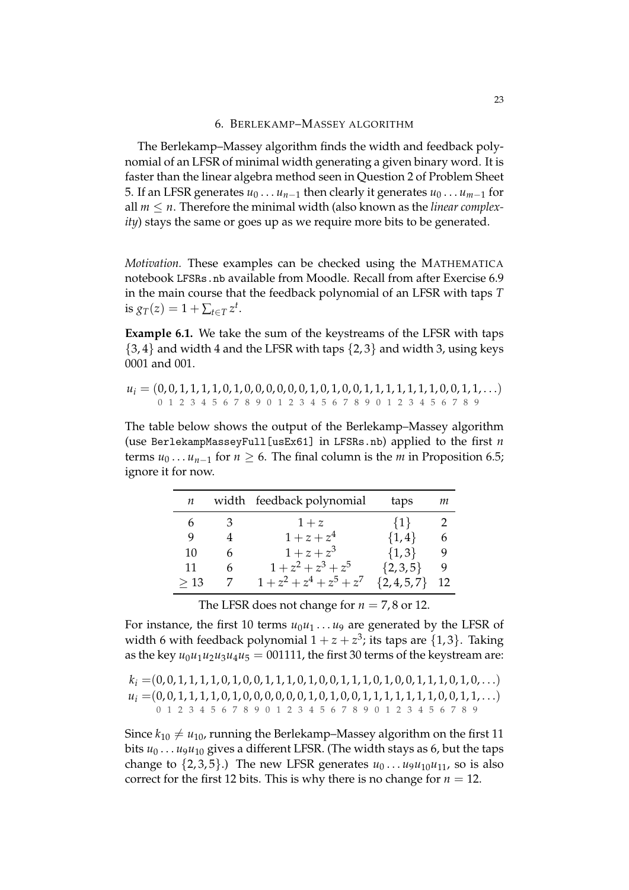## 6. Berlekamp–Massey algorithm

The Berlekamp–Massey algorithm finds the width and feedback polynomial of an LFSR of minimal width generating a given binary word. It is faster than the linear algebra method seen in Question 2 of Problem Sheet 5. If an LFSR generates $u_0 \ldots u_{n-1}$ then clearly it generates $u_0 \ldots u_{m-1}$ for all $m \leq n$. Therefore the minimal width (also known as the *linear complexity*) stays the same or goes up as we require more bits to be generated.

*Motivation.* These examples can be checked using the MATHEMATICA notebook LFSRs.nb available from Moodle. Recall from after Exercise 6.9 in the main course that the feedback polynomial of an LFSR with taps $T$ is $g_T(z) = 1 + \sum_{t \in T} z^t$.

**Example 6.1.** We take the sum of the keystreams of the LFSR with taps $\{3,4\}$ and width 4 and the LFSR with taps $\{2,3\}$ and width 3, using keys 0001 and 001.

$$u_i = (\underset{0}{0}, \underset{1}{0}, \underset{2}{1}, \underset{3}{1}, \underset{4}{1}, \underset{5}{1}, \underset{6}{0}, \underset{7}{1}, \underset{8}{0}, \underset{9}{0}, \underset{0}{0}, \underset{1}{0}, \underset{2}{0}, \underset{3}{0}, \underset{4}{1}, \underset{5}{0}, \underset{6}{1}, \underset{7}{0}, \underset{8}{0}, \underset{9}{1}, \underset{0}{1}, \underset{1}{1}, \underset{2}{1}, \underset{3}{1}, \underset{4}{1}, \underset{5}{1}, \underset{6}{0}, \underset{7}{0}, \underset{8}{1}, \underset{9}{1}, \ldots)$$

The table below shows the output of the Berlekamp–Massey algorithm (use BerlekampMasseyFull[usEx61] in LFSRs.nb) applied to the first $n$ terms $u_0 \ldots u_{n-1}$ for $n \geq 6$. The final column is the $m$ in Proposition 6.5; ignore it for now.

| $n$ | width | feedback polynomial | taps | $m$ |
|---|---|---|---|---|
| 6 | 3 | $1+z$ | $\{1\}$ | 2 |
| 9 | 4 | $1+z+z^4$ | $\{1,4\}$ | 6 |
| 10 | 6 | $1+z+z^3$ | $\{1,3\}$ | 9 |
| 11 | 6 | $1+z^2+z^3+z^5$ | $\{2,3,5\}$ | 9 |
| $\geq 13$ | 7 | $1+z^2+z^4+z^5+z^7$ | $\{2,4,5,7\}$ | 12 |

The LFSR does not change for $n = 7, 8$ or 12.

For instance, the first 10 terms $u_0 u_1 \ldots u_9$ are generated by the LFSR of width 6 with feedback polynomial $1 + z + z^3$; its taps are $\{1,3\}$. Taking as the key $u_0 u_1 u_2 u_3 u_4 u_5 = 001111$, the first 30 terms of the keystream are:

$$k_i = (0,0,1,1,1,1,0,1,0,0,1,1,1,0,1,0,0,1,1,1,0,1,0,0,1,1,1,0,1,0,\ldots)$$
$$u_i = (\underset{0}{0}, \underset{1}{0}, \underset{2}{1}, \underset{3}{1}, \underset{4}{1}, \underset{5}{1}, \underset{6}{0}, \underset{7}{1}, \underset{8}{0}, \underset{9}{0}, \underset{0}{0}, \underset{1}{0}, \underset{2}{0}, \underset{3}{0}, \underset{4}{1}, \underset{5}{0}, \underset{6}{1}, \underset{7}{0}, \underset{8}{0}, \underset{9}{1}, \underset{0}{1}, \underset{1}{1}, \underset{2}{1}, \underset{3}{1}, \underset{4}{1}, \underset{5}{1}, \underset{6}{0}, \underset{7}{0}, \underset{8}{1}, \underset{9}{1}, \ldots)$$

Since $k_{10} \neq u_{10}$, running the Berlekamp–Massey algorithm on the first 11 bits $u_0 \ldots u_9 u_{10}$ gives a different LFSR. (The width stays as 6, but the taps change to $\{2,3,5\}$.) The new LFSR generates $u_0 \ldots u_9 u_{10} u_{11}$, so is also correct for the first 12 bits. This is why there is no change for $n = 12$.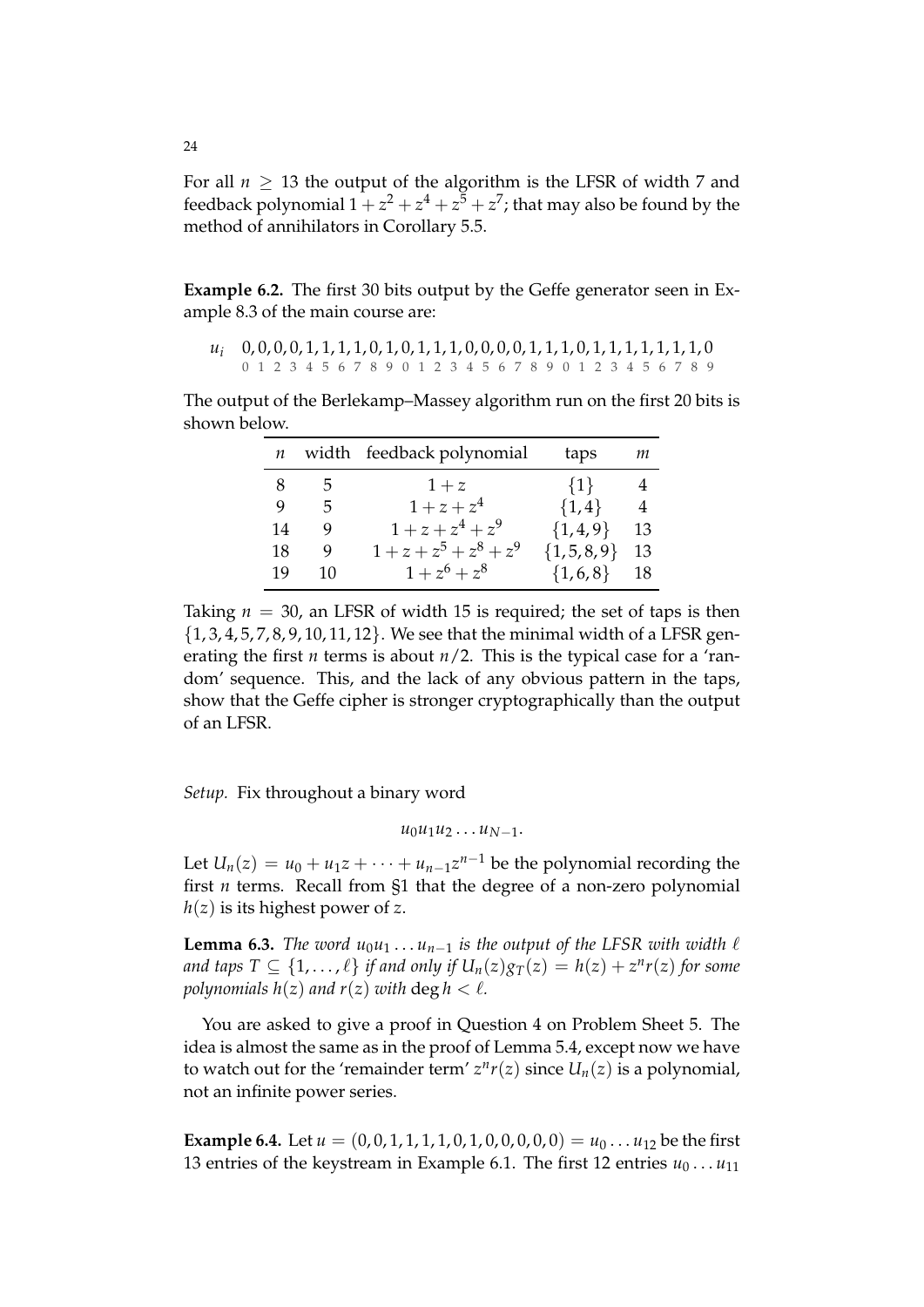For all $n \geq 13$ the output of the algorithm is the LFSR of width 7 and feedback polynomial $1 + z^2 + z^4 + z^5 + z^7$; that may also be found by the method of annihilators in Corollary 5.5.

**Example 6.2.** The first 30 bits output by the Geffe generator seen in Example 8.3 of the main course are:

$$u_i \quad 0,0,0,0,1,1,1,1,0,1,0,1,1,1,0,0,0,0,1,1,1,0,1,1,1,1,1,1,1,0$$

(indices 0 1 2 3 4 5 6 7 8 9 0 1 2 3 4 5 6 7 8 9 0 1 2 3 4 5 6 7 8 9)

The output of the Berlekamp–Massey algorithm run on the first 20 bits is shown below.

| $n$ | width | feedback polynomial | taps | $m$ |
|---|---|---|---|---|
| 8 | 5 | $1+z$ | $\{1\}$ | 4 |
| 9 | 5 | $1+z+z^4$ | $\{1,4\}$ | 4 |
| 14 | 9 | $1+z+z^4+z^9$ | $\{1,4,9\}$ | 13 |
| 18 | 9 | $1+z+z^5+z^8+z^9$ | $\{1,5,8,9\}$ | 13 |
| 19 | 10 | $1+z^6+z^8$ | $\{1,6,8\}$ | 18 |

Taking $n = 30$, an LFSR of width 15 is required; the set of taps is then $\{1,3,4,5,7,8,9,10,11,12\}$. We see that the minimal width of a LFSR generating the first $n$ terms is about $n/2$. This is the typical case for a 'random' sequence. This, and the lack of any obvious pattern in the taps, show that the Geffe cipher is stronger cryptographically than the output of an LFSR.

*Setup.* Fix throughout a binary word

$$u_0 u_1 u_2 \ldots u_{N-1}.$$

Let $U_n(z) = u_0 + u_1 z + \cdots + u_{n-1} z^{n-1}$ be the polynomial recording the first $n$ terms. Recall from §1 that the degree of a non-zero polynomial $h(z)$ is its highest power of $z$.

**Lemma 6.3.** *The word $u_0 u_1 \ldots u_{n-1}$ is the output of the LFSR with width $\ell$ and taps $T \subseteq \{1, \ldots, \ell\}$ if and only if $U_n(z) g_T(z) = h(z) + z^n r(z)$ for some polynomials $h(z)$ and $r(z)$ with $\deg h < \ell$.*

You are asked to give a proof in Question 4 on Problem Sheet 5. The idea is almost the same as in the proof of Lemma 5.4, except now we have to watch out for the 'remainder term' $z^n r(z)$ since $U_n(z)$ is a polynomial, not an infinite power series.

**Example 6.4.** Let $u = (0,0,1,1,1,1,0,1,0,0,0,0,0) = u_0 \ldots u_{12}$ be the first 13 entries of the keystream in Example 6.1. The first 12 entries $u_0 \ldots u_{11}$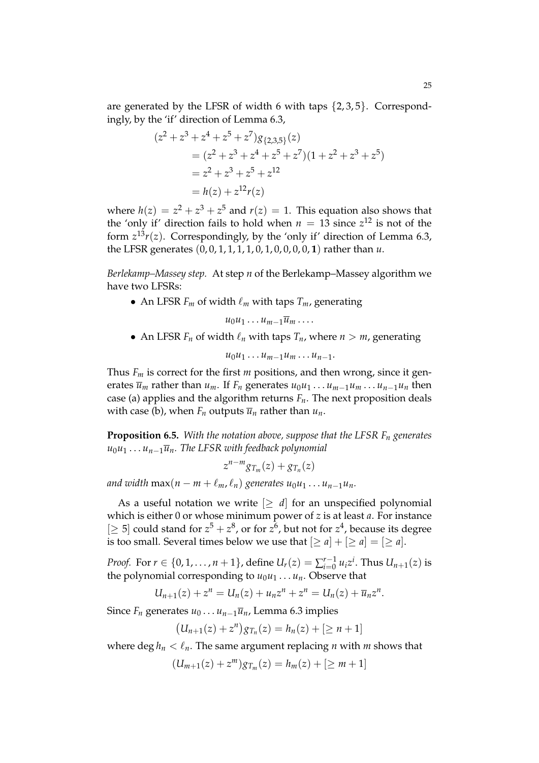are generated by the LFSR of width 6 with taps $\{2, 3, 5\}$. Correspondingly, by the 'if' direction of Lemma 6.3,

$$\begin{aligned}
&(z^2 + z^3 + z^4 + z^5 + z^7)g_{\{2,3,5\}}(z) \\
&\quad = (z^2 + z^3 + z^4 + z^5 + z^7)(1 + z^2 + z^3 + z^5) \\
&\quad = z^2 + z^3 + z^5 + z^{12} \\
&\quad = h(z) + z^{12}r(z)
\end{aligned}$$

where $h(z) = z^2 + z^3 + z^5$ and $r(z) = 1$. This equation also shows that the 'only if' direction fails to hold when $n = 13$ since $z^{12}$ is not of the form $z^{13}r(z)$. Correspondingly, by the 'only if' direction of Lemma 6.3, the LFSR generates $(0, 0, 1, 1, 1, 0, 1, 0, 0, 0, 0, \mathbf{1})$ rather than $u$.

*Berlekamp–Massey step.* At step $n$ of the Berlekamp–Massey algorithm we have two LFSRs:

- An LFSR $F_m$ of width $\ell_m$ with taps $T_m$, generating

$$u_0 u_1 \ldots u_{m-1} \overline{u}_m \ldots.$$

- An LFSR $F_n$ of width $\ell_n$ with taps $T_n$, where $n > m$, generating

$$u_0 u_1 \ldots u_{m-1} u_m \ldots u_{n-1}.$$

Thus $F_m$ is correct for the first $m$ positions, and then wrong, since it generates $\overline{u}_m$ rather than $u_m$. If $F_n$ generates $u_0 u_1 \ldots u_{m-1} u_m \ldots u_{n-1} u_n$ then case (a) applies and the algorithm returns $F_n$. The next proposition deals with case (b), when $F_n$ outputs $\overline{u}_n$ rather than $u_n$.

**Proposition 6.5.** *With the notation above, suppose that the LFSR $F_n$ generates $u_0 u_1 \ldots u_{n-1} \overline{u}_n$. The LFSR with feedback polynomial*

$$z^{n-m} g_{T_m}(z) + g_{T_n}(z)$$

*and width* $\max(n - m + \ell_m, \ell_n)$ *generates* $u_0 u_1 \ldots u_{n-1} u_n$.

As a useful notation we write $[\geq d]$ for an unspecified polynomial which is either 0 or whose minimum power of $z$ is at least $a$. For instance $[\geq 5]$ could stand for $z^5 + z^8$, or for $z^6$, but not for $z^4$, because its degree is too small. Several times below we use that $[\geq a] + [\geq a] = [\geq a]$.

*Proof.* For $r \in \{0, 1, \ldots, n+1\}$, define $U_r(z) = \sum_{i=0}^{r-1} u_i z^i$. Thus $U_{n+1}(z)$ is the polynomial corresponding to $u_0 u_1 \ldots u_n$. Observe that

$$U_{n+1}(z) + z^n = U_n(z) + u_n z^n + z^n = U_n(z) + \overline{u}_n z^n.$$

Since $F_n$ generates $u_0 \ldots u_{n-1} \overline{u}_n$, Lemma 6.3 implies

$$\big(U_{n+1}(z) + z^n\big) g_{T_n}(z) = h_n(z) + [\geq n+1]$$

where $\deg h_n < \ell_n$. The same argument replacing $n$ with $m$ shows that

$$(U_{m+1}(z) + z^m) g_{T_m}(z) = h_m(z) + [\geq m+1]$$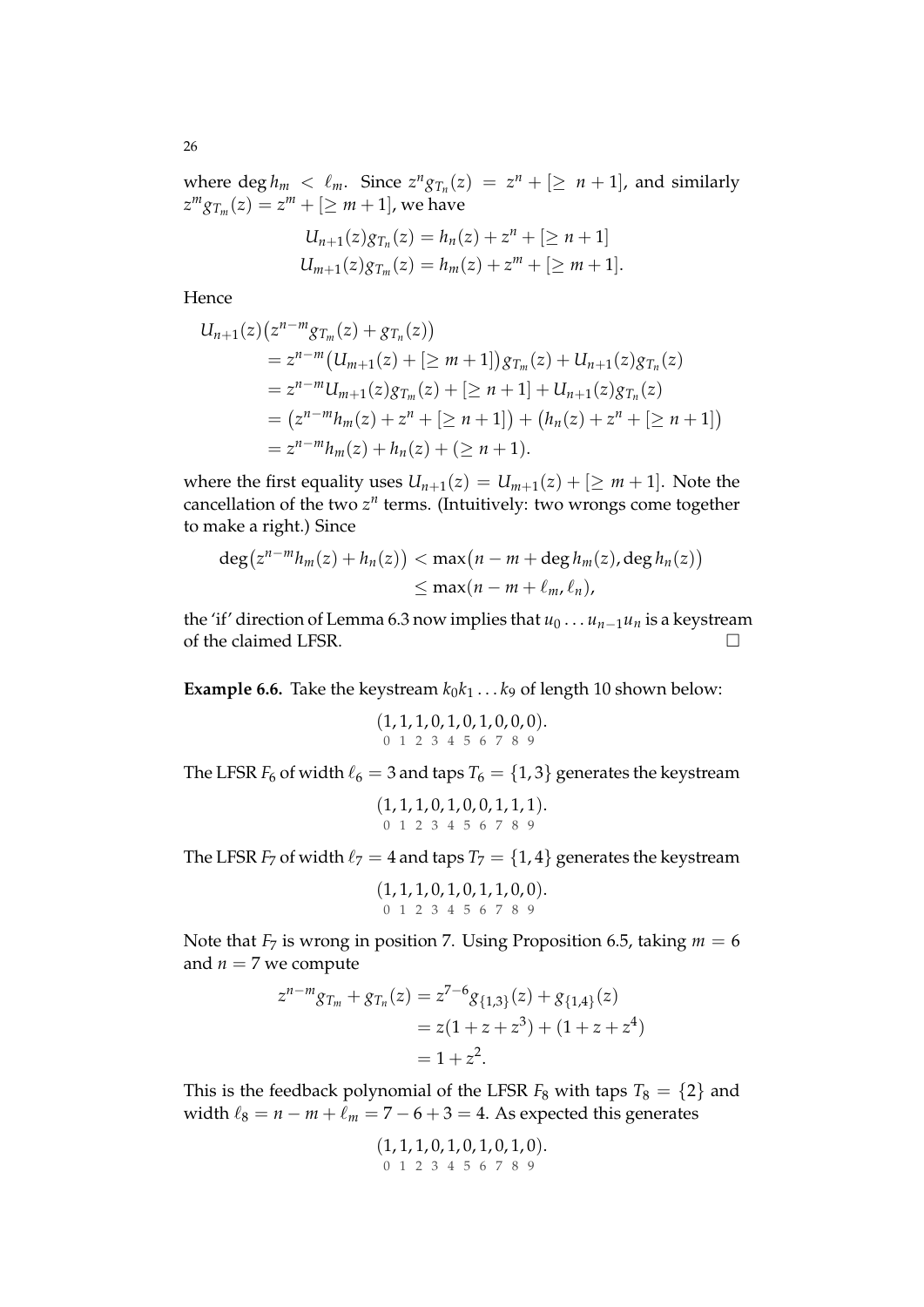where $\deg h_m < \ell_m$. Since $z^n g_{T_n}(z) = z^n + [\geq n+1]$, and similarly $z^m g_{T_m}(z) = z^m + [\geq m+1]$, we have

$$\begin{aligned} U_{n+1}(z) g_{T_n}(z) &= h_n(z) + z^n + [\geq n+1] \\ U_{m+1}(z) g_{T_m}(z) &= h_m(z) + z^m + [\geq m+1]. \end{aligned}$$

Hence

$$\begin{aligned} &U_{n+1}(z)\big(z^{n-m} g_{T_m}(z) + g_{T_n}(z)\big) \\ &\quad = z^{n-m}\big(U_{m+1}(z) + [\geq m+1]\big) g_{T_m}(z) + U_{n+1}(z) g_{T_n}(z) \\ &\quad = z^{n-m} U_{m+1}(z) g_{T_m}(z) + [\geq n+1] + U_{n+1}(z) g_{T_n}(z) \\ &\quad = \big(z^{n-m} h_m(z) + z^n + [\geq n+1]\big) + \big(h_n(z) + z^n + [\geq n+1]\big) \\ &\quad = z^{n-m} h_m(z) + h_n(z) + (\geq n+1). \end{aligned}$$

where the first equality uses $U_{n+1}(z) = U_{m+1}(z) + [\geq m+1]$. Note the cancellation of the two $z^n$ terms. (Intuitively: two wrongs come together to make a right.) Since

$$\begin{aligned} \deg\big(z^{n-m} h_m(z) + h_n(z)\big) &< \max\big(n - m + \deg h_m(z), \deg h_n(z)\big) \\ &\leq \max(n - m + \ell_m, \ell_n), \end{aligned}$$

the 'if' direction of Lemma 6.3 now implies that $u_0 \ldots u_{n-1} u_n$ is a keystream of the claimed LFSR. $\square$

**Example 6.6.** Take the keystream $k_0 k_1 \ldots k_9$ of length 10 shown below:

$$(\underset{0}{1}, \underset{1}{1}, \underset{2}{1}, \underset{3}{0}, \underset{4}{1}, \underset{5}{0}, \underset{6}{1}, \underset{7}{0}, \underset{8}{0}, \underset{9}{0}).$$

The LFSR $F_6$ of width $\ell_6 = 3$ and taps $T_6 = \{1, 3\}$ generates the keystream

$$(\underset{0}{1}, \underset{1}{1}, \underset{2}{1}, \underset{3}{0}, \underset{4}{1}, \underset{5}{0}, \underset{6}{0}, \underset{7}{1}, \underset{8}{1}, \underset{9}{1}).$$

The LFSR $F_7$ of width $\ell_7 = 4$ and taps $T_7 = \{1, 4\}$ generates the keystream

$$(\underset{0}{1}, \underset{1}{1}, \underset{2}{1}, \underset{3}{0}, \underset{4}{1}, \underset{5}{0}, \underset{6}{1}, \underset{7}{1}, \underset{8}{0}, \underset{9}{0}).$$

Note that $F_7$ is wrong in position 7. Using Proposition 6.5, taking $m = 6$ and $n = 7$ we compute

$$\begin{aligned} z^{n-m} g_{T_m} + g_{T_n}(z) &= z^{7-6} g_{\{1,3\}}(z) + g_{\{1,4\}}(z) \\ &= z(1 + z + z^3) + (1 + z + z^4) \\ &= 1 + z^2. \end{aligned}$$

This is the feedback polynomial of the LFSR $F_8$ with taps $T_8 = \{2\}$ and width $\ell_8 = n - m + \ell_m = 7 - 6 + 3 = 4$. As expected this generates

$$(\underset{0}{1}, \underset{1}{1}, \underset{2}{1}, \underset{3}{0}, \underset{4}{1}, \underset{5}{0}, \underset{6}{1}, \underset{7}{0}, \underset{8}{1}, \underset{9}{0}).$$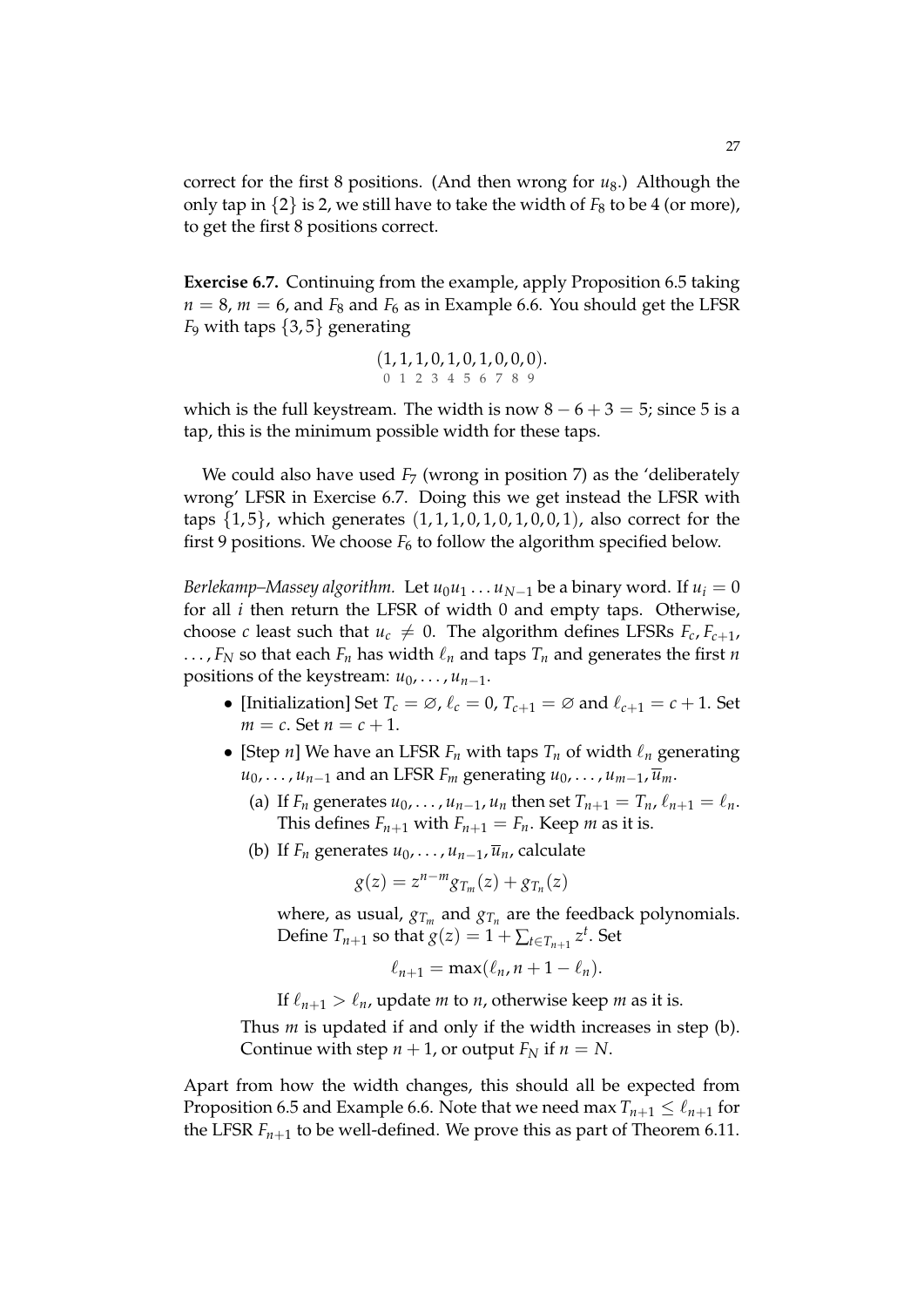correct for the first 8 positions. (And then wrong for $u_8$.) Although the only tap in $\{2\}$ is 2, we still have to take the width of $F_8$ to be 4 (or more), to get the first 8 positions correct.

**Exercise 6.7.** Continuing from the example, apply Proposition 6.5 taking $n = 8$, $m = 6$, and $F_8$ and $F_6$ as in Example 6.6. You should get the LFSR $F_9$ with taps $\{3, 5\}$ generating

$$\underset{0\ 1\ 2\ 3\ 4\ 5\ 6\ 7\ 8\ 9}{(1, 1, 1, 0, 1, 0, 1, 0, 0, 0).}$$

which is the full keystream. The width is now $8 - 6 + 3 = 5$; since 5 is a tap, this is the minimum possible width for these taps.

We could also have used $F_7$ (wrong in position 7) as the 'deliberately wrong' LFSR in Exercise 6.7. Doing this we get instead the LFSR with taps $\{1, 5\}$, which generates $(1, 1, 1, 0, 1, 0, 1, 0, 0, 1)$, also correct for the first 9 positions. We choose $F_6$ to follow the algorithm specified below.

*Berlekamp–Massey algorithm.* Let $u_0 u_1 \ldots u_{N-1}$ be a binary word. If $u_i = 0$ for all $i$ then return the LFSR of width 0 and empty taps. Otherwise, choose $c$ least such that $u_c \neq 0$. The algorithm defines LFSRs $F_c, F_{c+1}, \ldots, F_N$ so that each $F_n$ has width $\ell_n$ and taps $T_n$ and generates the first $n$ positions of the keystream: $u_0, \ldots, u_{n-1}$.

- [Initialization] Set $T_c = \varnothing$, $\ell_c = 0$, $T_{c+1} = \varnothing$ and $\ell_{c+1} = c + 1$. Set $m = c$. Set $n = c + 1$.
- [Step $n$] We have an LFSR $F_n$ with taps $T_n$ of width $\ell_n$ generating $u_0, \ldots, u_{n-1}$ and an LFSR $F_m$ generating $u_0, \ldots, u_{m-1}, \overline{u}_m$.
  - (a) If $F_n$ generates $u_0, \ldots, u_{n-1}, u_n$ then set $T_{n+1} = T_n$, $\ell_{n+1} = \ell_n$. This defines $F_{n+1}$ with $F_{n+1} = F_n$. Keep $m$ as it is.
  - (b) If $F_n$ generates $u_0, \ldots, u_{n-1}, \overline{u}_n$, calculate

    $$g(z) = z^{n-m} g_{T_m}(z) + g_{T_n}(z)$$

    where, as usual, $g_{T_m}$ and $g_{T_n}$ are the feedback polynomials. Define $T_{n+1}$ so that $g(z) = 1 + \sum_{t \in T_{n+1}} z^t$. Set

    $$\ell_{n+1} = \max(\ell_n, n + 1 - \ell_n).$$

  If $\ell_{n+1} > \ell_n$, update $m$ to $n$, otherwise keep $m$ as it is.

  Thus $m$ is updated if and only if the width increases in step (b). Continue with step $n + 1$, or output $F_N$ if $n = N$.

Apart from how the width changes, this should all be expected from Proposition 6.5 and Example 6.6. Note that we need $\max T_{n+1} \leq \ell_{n+1}$ for the LFSR $F_{n+1}$ to be well-defined. We prove this as part of Theorem 6.11.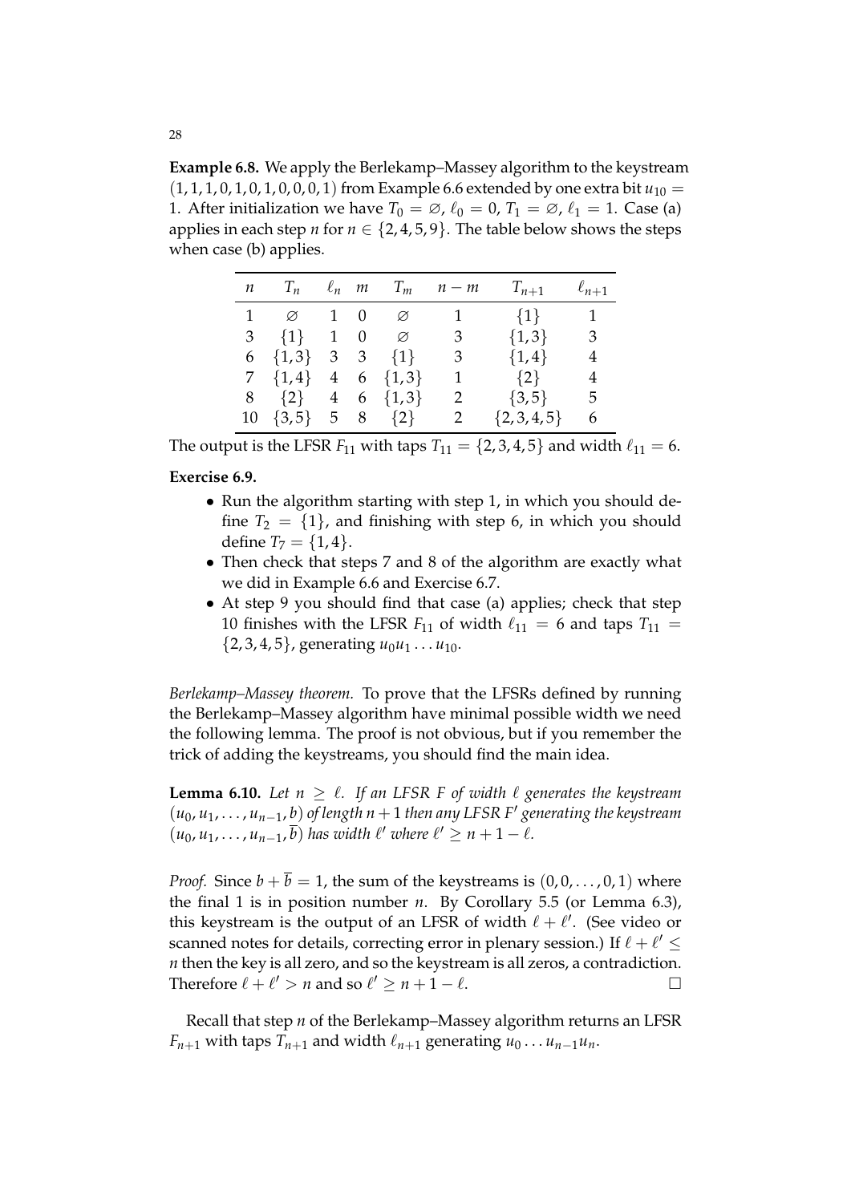**Example 6.8.** We apply the Berlekamp–Massey algorithm to the keystream $(1,1,1,0,1,0,1,0,0,0,1)$ from Example 6.6 extended by one extra bit $u_{10} = 1$. After initialization we have $T_0 = \varnothing$, $\ell_0 = 0$, $T_1 = \varnothing$, $\ell_1 = 1$. Case (a) applies in each step $n$ for $n \in \{2,4,5,9\}$. The table below shows the steps when case (b) applies.

| $n$ | $T_n$ | $\ell_n$ | $m$ | $T_m$ | $n-m$ | $T_{n+1}$ | $\ell_{n+1}$ |
|---|---|---|---|---|---|---|---|
| 1 | $\varnothing$ | 1 | 0 | $\varnothing$ | 1 | $\{1\}$ | 1 |
| 3 | $\{1\}$ | 1 | 0 | $\varnothing$ | 3 | $\{1,3\}$ | 3 |
| 6 | $\{1,3\}$ | 3 | 3 | $\{1\}$ | 3 | $\{1,4\}$ | 4 |
| 7 | $\{1,4\}$ | 4 | 6 | $\{1,3\}$ | 1 | $\{2\}$ | 4 |
| 8 | $\{2\}$ | 4 | 6 | $\{1,3\}$ | 2 | $\{3,5\}$ | 5 |
| 10 | $\{3,5\}$ | 5 | 8 | $\{2\}$ | 2 | $\{2,3,4,5\}$ | 6 |

The output is the LFSR $F_{11}$ with taps $T_{11} = \{2,3,4,5\}$ and width $\ell_{11} = 6$.

**Exercise 6.9.**

- Run the algorithm starting with step 1, in which you should define $T_2 = \{1\}$, and finishing with step 6, in which you should define $T_7 = \{1,4\}$.
- Then check that steps 7 and 8 of the algorithm are exactly what we did in Example 6.6 and Exercise 6.7.
- At step 9 you should find that case (a) applies; check that step 10 finishes with the LFSR $F_{11}$ of width $\ell_{11} = 6$ and taps $T_{11} = \{2,3,4,5\}$, generating $u_0 u_1 \ldots u_{10}$.

*Berlekamp–Massey theorem.* To prove that the LFSRs defined by running the Berlekamp–Massey algorithm have minimal possible width we need the following lemma. The proof is not obvious, but if you remember the trick of adding the keystreams, you should find the main idea.

**Lemma 6.10.** *Let $n \geq \ell$. If an LFSR $F$ of width $\ell$ generates the keystream $(u_0, u_1, \ldots, u_{n-1}, b)$ of length $n+1$ then any LFSR $F'$ generating the keystream $(u_0, u_1, \ldots, u_{n-1}, \overline{b})$ has width $\ell'$ where $\ell' \geq n + 1 - \ell$.*

*Proof.* Since $b + \overline{b} = 1$, the sum of the keystreams is $(0,0,\ldots,0,1)$ where the final 1 is in position number $n$. By Corollary 5.5 (or Lemma 6.3), this keystream is the output of an LFSR of width $\ell + \ell'$. (See video or scanned notes for details, correcting error in plenary session.) If $\ell + \ell' \leq n$ then the key is all zero, and so the keystream is all zeros, a contradiction. Therefore $\ell + \ell' > n$ and so $\ell' \geq n + 1 - \ell$. □

Recall that step $n$ of the Berlekamp–Massey algorithm returns an LFSR $F_{n+1}$ with taps $T_{n+1}$ and width $\ell_{n+1}$ generating $u_0 \ldots u_{n-1} u_n$.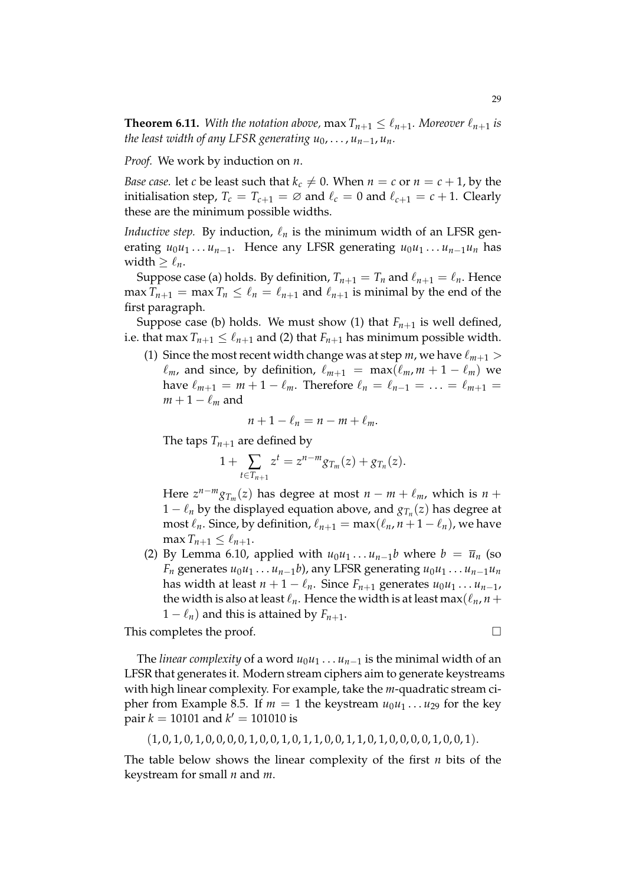**Theorem 6.11.** *With the notation above,* $\max T_{n+1} \leq \ell_{n+1}$. *Moreover* $\ell_{n+1}$ *is the least width of any LFSR generating* $u_0, \ldots, u_{n-1}, u_n$.

*Proof.* We work by induction on $n$.

*Base case.* let $c$ be least such that $k_c \neq 0$. When $n = c$ or $n = c+1$, by the initialisation step, $T_c = T_{c+1} = \varnothing$ and $\ell_c = 0$ and $\ell_{c+1} = c+1$. Clearly these are the minimum possible widths.

*Inductive step.* By induction, $\ell_n$ is the minimum width of an LFSR generating $u_0 u_1 \ldots u_{n-1}$. Hence any LFSR generating $u_0 u_1 \ldots u_{n-1} u_n$ has width $\geq \ell_n$.

Suppose case (a) holds. By definition, $T_{n+1} = T_n$ and $\ell_{n+1} = \ell_n$. Hence $\max T_{n+1} = \max T_n \leq \ell_n = \ell_{n+1}$ and $\ell_{n+1}$ is minimal by the end of the first paragraph.

Suppose case (b) holds. We must show (1) that $F_{n+1}$ is well defined, i.e. that $\max T_{n+1} \leq \ell_{n+1}$ and (2) that $F_{n+1}$ has minimum possible width.

(1) Since the most recent width change was at step $m$, we have $\ell_{m+1} > \ell_m$, and since, by definition, $\ell_{m+1} = \max(\ell_m, m+1-\ell_m)$ we have $\ell_{m+1} = m+1-\ell_m$. Therefore $\ell_n = \ell_{n-1} = \ldots = \ell_{m+1} = m+1-\ell_m$ and

$$n + 1 - \ell_n = n - m + \ell_m.$$

The taps $T_{n+1}$ are defined by

$$1 + \sum_{t \in T_{n+1}} z^t = z^{n-m} g_{T_m}(z) + g_{T_n}(z).$$

Here $z^{n-m} g_{T_m}(z)$ has degree at most $n - m + \ell_m$, which is $n + 1 - \ell_n$ by the displayed equation above, and $g_{T_n}(z)$ has degree at most $\ell_n$. Since, by definition, $\ell_{n+1} = \max(\ell_n, n+1-\ell_n)$, we have $\max T_{n+1} \leq \ell_{n+1}$.

(2) By Lemma 6.10, applied with $u_0 u_1 \ldots u_{n-1} b$ where $b = \overline{u}_n$ (so $F_n$ generates $u_0 u_1 \ldots u_{n-1} b$), any LFSR generating $u_0 u_1 \ldots u_{n-1} u_n$ has width at least $n + 1 - \ell_n$. Since $F_{n+1}$ generates $u_0 u_1 \ldots u_{n-1}$, the width is also at least $\ell_n$. Hence the width is at least $\max(\ell_n, n+1-\ell_n)$ and this is attained by $F_{n+1}$.

This completes the proof. $\square$

The *linear complexity* of a word $u_0 u_1 \ldots u_{n-1}$ is the minimal width of an LFSR that generates it. Modern stream ciphers aim to generate keystreams with high linear complexity. For example, take the $m$-quadratic stream cipher from Example 8.5. If $m = 1$ the keystream $u_0 u_1 \ldots u_{29}$ for the key pair $k = 10101$ and $k' = 101010$ is

$$(1,0,1,0,1,0,0,0,0,1,0,0,1,0,1,1,0,0,1,1,0,1,0,0,0,0,1,0,0,1).$$

The table below shows the linear complexity of the first $n$ bits of the keystream for small $n$ and $m$.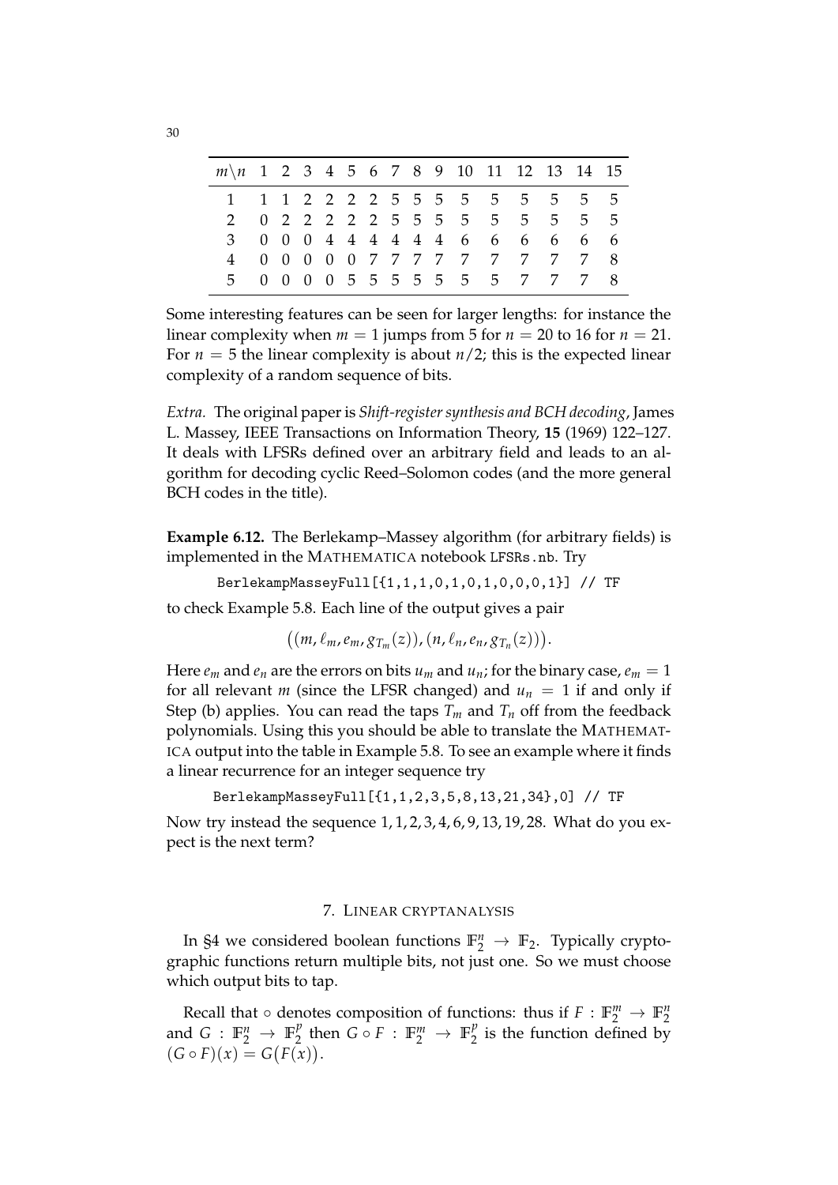| $m \backslash n$ | 1 | 2 | 3 | 4 | 5 | 6 | 7 | 8 | 9 | 10 | 11 | 12 | 13 | 14 | 15 |
|---|---|---|---|---|---|---|---|---|---|---|---|---|---|---|---|
| 1 | 1 | 1 | 2 | 2 | 2 | 2 | 5 | 5 | 5 | 5 | 5 | 5 | 5 | 5 | 5 |
| 2 | 0 | 2 | 2 | 2 | 2 | 2 | 5 | 5 | 5 | 5 | 5 | 5 | 5 | 5 | 5 |
| 3 | 0 | 0 | 0 | 4 | 4 | 4 | 4 | 4 | 4 | 6 | 6 | 6 | 6 | 6 | 6 |
| 4 | 0 | 0 | 0 | 0 | 0 | 7 | 7 | 7 | 7 | 7 | 7 | 7 | 7 | 7 | 8 |
| 5 | 0 | 0 | 0 | 0 | 5 | 5 | 5 | 5 | 5 | 5 | 5 | 7 | 7 | 7 | 8 |

Some interesting features can be seen for larger lengths: for instance the linear complexity when $m = 1$ jumps from 5 for $n = 20$ to 16 for $n = 21$. For $n = 5$ the linear complexity is about $n/2$; this is the expected linear complexity of a random sequence of bits.

*Extra.* The original paper is *Shift-register synthesis and BCH decoding*, James L. Massey, IEEE Transactions on Information Theory, **15** (1969) 122–127. It deals with LFSRs defined over an arbitrary field and leads to an algorithm for decoding cyclic Reed–Solomon codes (and the more general BCH codes in the title).

**Example 6.12.** The Berlekamp–Massey algorithm (for arbitrary fields) is implemented in the MATHEMATICA notebook `LFSRs.nb`. Try

```
BerlekampMasseyFull[{1,1,1,0,1,0,1,0,0,0,1}] // TF
```

to check Example 5.8. Each line of the output gives a pair

$$\big((m, \ell_m, e_m, g_{T_m}(z)), (n, \ell_n, e_n, g_{T_n}(z))\big).$$

Here $e_m$ and $e_n$ are the errors on bits $u_m$ and $u_n$; for the binary case, $e_m = 1$ for all relevant $m$ (since the LFSR changed) and $u_n = 1$ if and only if Step (b) applies. You can read the taps $T_m$ and $T_n$ off from the feedback polynomials. Using this you should be able to translate the MATHEMATICA output into the table in Example 5.8. To see an example where it finds a linear recurrence for an integer sequence try

```
BerlekampMasseyFull[{1,1,2,3,5,8,13,21,34},0] // TF
```

Now try instead the sequence $1, 1, 2, 3, 4, 6, 9, 13, 19, 28$. What do you expect is the next term?

## 7. Linear cryptanalysis

In §4 we considered boolean functions $\mathbb{F}_2^n \rightarrow \mathbb{F}_2$. Typically cryptographic functions return multiple bits, not just one. So we must choose which output bits to tap.

Recall that $\circ$ denotes composition of functions: thus if $F : \mathbb{F}_2^m \rightarrow \mathbb{F}_2^n$ and $G : \mathbb{F}_2^n \rightarrow \mathbb{F}_2^p$ then $G \circ F : \mathbb{F}_2^m \rightarrow \mathbb{F}_2^p$ is the function defined by $(G \circ F)(x) = G\big(F(x)\big)$.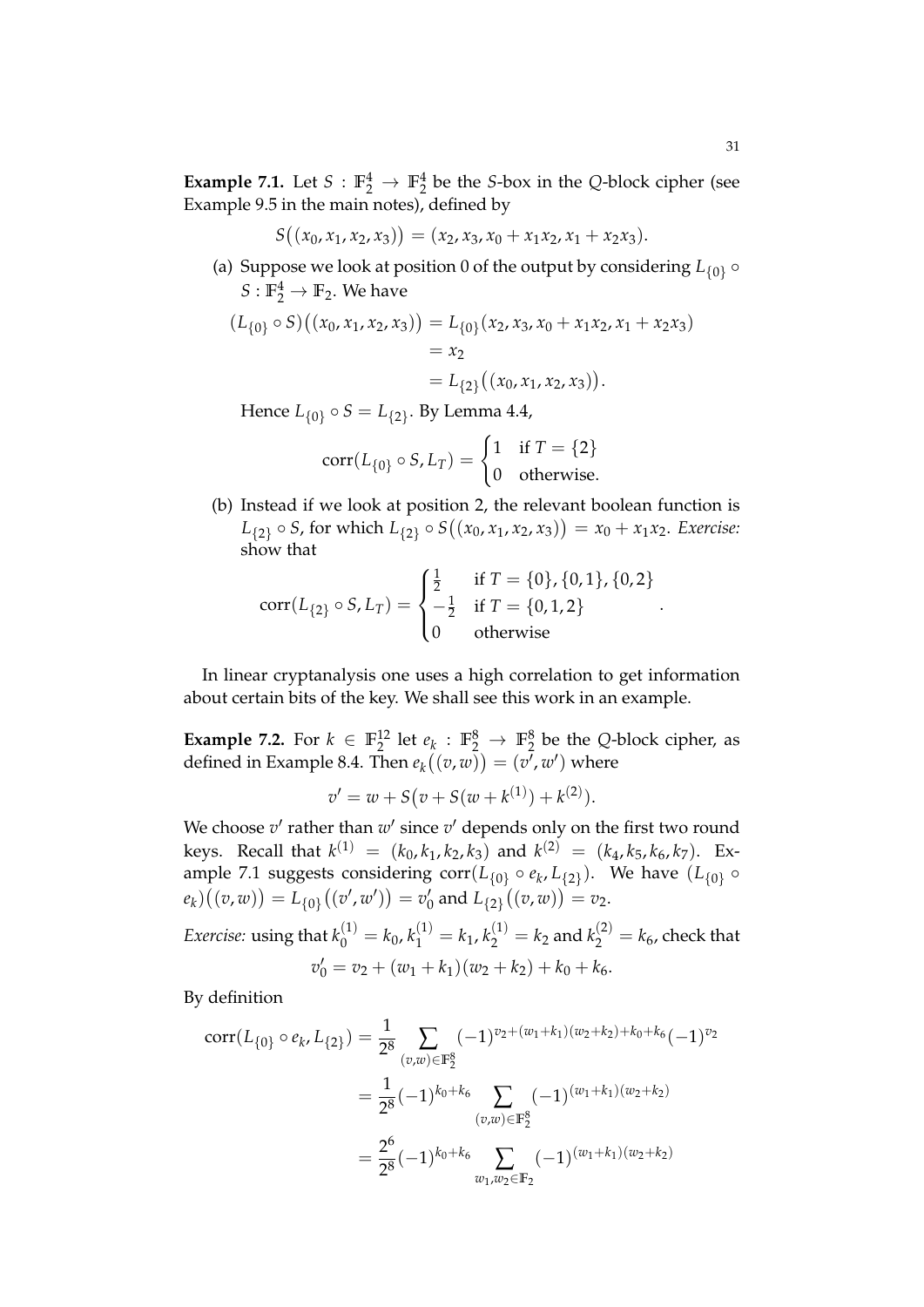**Example 7.1.** Let $S : \mathbb{F}_2^4 \to \mathbb{F}_2^4$ be the $S$-box in the $Q$-block cipher (see Example 9.5 in the main notes), defined by

$$S\big((x_0, x_1, x_2, x_3)\big) = (x_2, x_3, x_0 + x_1x_2, x_1 + x_2x_3).$$

(a) Suppose we look at position 0 of the output by considering $L_{\{0\}} \circ S : \mathbb{F}_2^4 \to \mathbb{F}_2$. We have

$$\begin{aligned}(L_{\{0\}} \circ S)\big((x_0, x_1, x_2, x_3)\big) &= L_{\{0\}}(x_2, x_3, x_0 + x_1x_2, x_1 + x_2x_3) \\ &= x_2 \\ &= L_{\{2\}}\big((x_0, x_1, x_2, x_3)\big).\end{aligned}$$

Hence $L_{\{0\}} \circ S = L_{\{2\}}$. By Lemma 4.4,

$$\text{corr}(L_{\{0\}} \circ S, L_T) = \begin{cases} 1 & \text{if } T = \{2\} \\ 0 & \text{otherwise.} \end{cases}$$

(b) Instead if we look at position 2, the relevant boolean function is $L_{\{2\}} \circ S$, for which $L_{\{2\}} \circ S\big((x_0, x_1, x_2, x_3)\big) = x_0 + x_1x_2$. *Exercise:* show that

$$\text{corr}(L_{\{2\}} \circ S, L_T) = \begin{cases} \frac{1}{2} & \text{if } T = \{0\}, \{0,1\}, \{0,2\} \\ -\frac{1}{2} & \text{if } T = \{0,1,2\} \\ 0 & \text{otherwise} \end{cases}.$$

In linear cryptanalysis one uses a high correlation to get information about certain bits of the key. We shall see this work in an example.

**Example 7.2.** For $k \in \mathbb{F}_2^{12}$ let $e_k : \mathbb{F}_2^8 \to \mathbb{F}_2^8$ be the $Q$-block cipher, as defined in Example 8.4. Then $e_k\big((v, w)\big) = (v', w')$ where

$$v' = w + S\big(v + S(w + k^{(1)}) + k^{(2)}\big).$$

We choose $v'$ rather than $w'$ since $v'$ depends only on the first two round keys. Recall that $k^{(1)} = (k_0, k_1, k_2, k_3)$ and $k^{(2)} = (k_4, k_5, k_6, k_7)$. Example 7.1 suggests considering $\text{corr}(L_{\{0\}} \circ e_k, L_{\{2\}})$. We have $(L_{\{0\}} \circ e_k)\big((v, w)\big) = L_{\{0\}}\big((v', w')\big) = v'_0$ and $L_{\{2\}}\big((v, w)\big) = v_2$.

*Exercise:* using that $k^{(1)}_0 = k_0$, $k^{(1)}_1 = k_1$, $k^{(1)}_2 = k_2$ and $k^{(2)}_2 = k_6$, check that

$$v'_0 = v_2 + (w_1 + k_1)(w_2 + k_2) + k_0 + k_6.$$

By definition

$$\begin{aligned}\text{corr}(L_{\{0\}} \circ e_k, L_{\{2\}}) &= \frac{1}{2^8} \sum_{(v,w) \in \mathbb{F}_2^8} (-1)^{v_2 + (w_1+k_1)(w_2+k_2) + k_0 + k_6} (-1)^{v_2} \\ &= \frac{1}{2^8} (-1)^{k_0 + k_6} \sum_{(v,w) \in \mathbb{F}_2^8} (-1)^{(w_1+k_1)(w_2+k_2)} \\ &= \frac{2^6}{2^8} (-1)^{k_0 + k_6} \sum_{w_1, w_2 \in \mathbb{F}_2} (-1)^{(w_1+k_1)(w_2+k_2)}\end{aligned}$$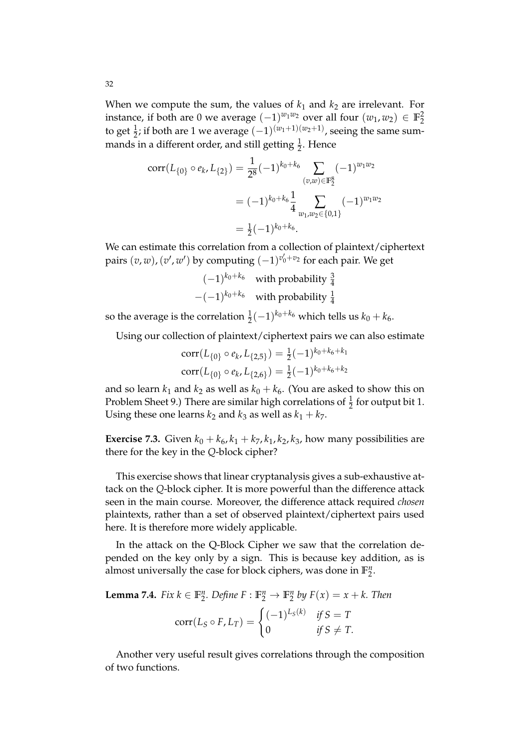When we compute the sum, the values of $k_1$ and $k_2$ are irrelevant. For instance, if both are 0 we average $(-1)^{w_1 w_2}$ over all four $(w_1, w_2) \in \mathbb{F}_2^2$ to get $\frac{1}{2}$; if both are 1 we average $(-1)^{(w_1+1)(w_2+1)}$, seeing the same summands in a different order, and still getting $\frac{1}{2}$. Hence

$$
\begin{aligned}
\operatorname{corr}(L_{\{0\}} \circ e_k, L_{\{2\}}) &= \frac{1}{2^8}(-1)^{k_0+k_6} \sum_{(v,w) \in \mathbb{F}_2^8} (-1)^{w_1 w_2} \\
&= (-1)^{k_0+k_6} \frac{1}{4} \sum_{w_1, w_2 \in \{0,1\}} (-1)^{w_1 w_2} \\
&= \tfrac{1}{2}(-1)^{k_0+k_6}.
\end{aligned}
$$

We can estimate this correlation from a collection of plaintext/ciphertext pairs $(v, w)$, $(v', w')$ by computing $(-1)^{v'_0+v_2}$ for each pair. We get

$$
\begin{aligned}
(-1)^{k_0+k_6} &\quad \text{with probability } \tfrac{3}{4} \\
-(-1)^{k_0+k_6} &\quad \text{with probability } \tfrac{1}{4}
\end{aligned}
$$

so the average is the correlation $\frac{1}{2}(-1)^{k_0+k_6}$ which tells us $k_0 + k_6$.

Using our collection of plaintext/ciphertext pairs we can also estimate

$$
\begin{aligned}
\operatorname{corr}(L_{\{0\}} \circ e_k, L_{\{2,5\}}) &= \tfrac{1}{2}(-1)^{k_0+k_6+k_1} \\
\operatorname{corr}(L_{\{0\}} \circ e_k, L_{\{2,6\}}) &= \tfrac{1}{2}(-1)^{k_0+k_6+k_2}
\end{aligned}
$$

and so learn $k_1$ and $k_2$ as well as $k_0 + k_6$. (You are asked to show this on Problem Sheet 9.) There are similar high correlations of $\frac{1}{2}$ for output bit 1. Using these one learns $k_2$ and $k_3$ as well as $k_1 + k_7$.

**Exercise 7.3.** Given $k_0 + k_6, k_1 + k_7, k_1, k_2, k_3$, how many possibilities are there for the key in the $Q$-block cipher?

This exercise shows that linear cryptanalysis gives a sub-exhaustive attack on the $Q$-block cipher. It is more powerful than the difference attack seen in the main course. Moreover, the difference attack required *chosen* plaintexts, rather than a set of observed plaintext/ciphertext pairs used here. It is therefore more widely applicable.

In the attack on the Q-Block Cipher we saw that the correlation depended on the key only by a sign. This is because key addition, as is almost universally the case for block ciphers, was done in $\mathbb{F}_2^n$.

**Lemma 7.4.** *Fix $k \in \mathbb{F}_2^n$. Define $F : \mathbb{F}_2^n \to \mathbb{F}_2^n$ by $F(x) = x + k$. Then*

$$
\operatorname{corr}(L_S \circ F, L_T) = \begin{cases} (-1)^{L_S(k)} & \text{if } S = T \\ 0 & \text{if } S \neq T. \end{cases}
$$

Another very useful result gives correlations through the composition of two functions.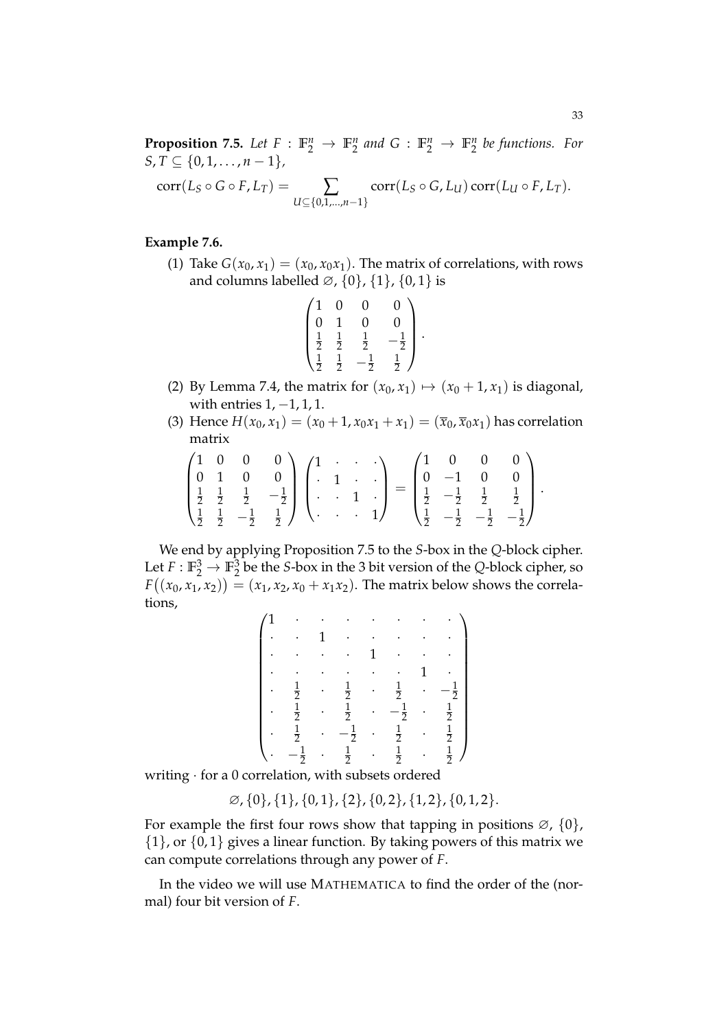**Proposition 7.5.** *Let $F : \mathbb{F}_2^n \to \mathbb{F}_2^n$ and $G : \mathbb{F}_2^n \to \mathbb{F}_2^n$ be functions. For $S, T \subseteq \{0, 1, \ldots, n-1\}$,*

$$\operatorname{corr}(L_S \circ G \circ F, L_T) = \sum_{U \subseteq \{0,1,\ldots,n-1\}} \operatorname{corr}(L_S \circ G, L_U) \operatorname{corr}(L_U \circ F, L_T).$$

**Example 7.6.**

(1) Take $G(x_0, x_1) = (x_0, x_0 x_1)$. The matrix of correlations, with rows and columns labelled $\varnothing$, $\{0\}$, $\{1\}$, $\{0,1\}$ is

$$\begin{pmatrix} 1 & 0 & 0 & 0 \\ 0 & 1 & 0 & 0 \\ \frac{1}{2} & \frac{1}{2} & \frac{1}{2} & -\frac{1}{2} \\ \frac{1}{2} & \frac{1}{2} & -\frac{1}{2} & \frac{1}{2} \end{pmatrix}.$$

(2) By Lemma 7.4, the matrix for $(x_0, x_1) \mapsto (x_0 + 1, x_1)$ is diagonal, with entries $1, -1, 1, 1$.

(3) Hence $H(x_0, x_1) = (x_0 + 1, x_0 x_1 + x_1) = (\overline{x}_0, \overline{x}_0 x_1)$ has correlation matrix

$$\begin{pmatrix} 1 & 0 & 0 & 0 \\ 0 & 1 & 0 & 0 \\ \frac{1}{2} & \frac{1}{2} & \frac{1}{2} & -\frac{1}{2} \\ \frac{1}{2} & \frac{1}{2} & -\frac{1}{2} & \frac{1}{2} \end{pmatrix} \begin{pmatrix} 1 & \cdot & \cdot & \cdot \\ \cdot & 1 & \cdot & \cdot \\ \cdot & \cdot & 1 & \cdot \\ \cdot & \cdot & \cdot & 1 \end{pmatrix} = \begin{pmatrix} 1 & 0 & 0 & 0 \\ 0 & -1 & 0 & 0 \\ \frac{1}{2} & -\frac{1}{2} & \frac{1}{2} & \frac{1}{2} \\ \frac{1}{2} & -\frac{1}{2} & -\frac{1}{2} & -\frac{1}{2} \end{pmatrix}.$$

We end by applying Proposition 7.5 to the $S$-box in the $Q$-block cipher. Let $F : \mathbb{F}_2^3 \to \mathbb{F}_2^3$ be the $S$-box in the 3 bit version of the $Q$-block cipher, so $F\big((x_0, x_1, x_2)\big) = (x_1, x_2, x_0 + x_1 x_2)$. The matrix below shows the correlations,

$$\begin{pmatrix} 1 & \cdot & \cdot & \cdot & \cdot & \cdot & \cdot & \cdot \\ \cdot & \cdot & 1 & \cdot & \cdot & \cdot & \cdot & \cdot \\ \cdot & \cdot & \cdot & \cdot & 1 & \cdot & \cdot & \cdot \\ \cdot & \cdot & \cdot & \cdot & \cdot & \cdot & 1 & \cdot \\ \cdot & \frac{1}{2} & \cdot & \frac{1}{2} & \cdot & \frac{1}{2} & \cdot & -\frac{1}{2} \\ \cdot & \frac{1}{2} & \cdot & \frac{1}{2} & \cdot & -\frac{1}{2} & \cdot & \frac{1}{2} \\ \cdot & \frac{1}{2} & \cdot & -\frac{1}{2} & \cdot & \frac{1}{2} & \cdot & \frac{1}{2} \\ \cdot & -\frac{1}{2} & \cdot & \frac{1}{2} & \cdot & \frac{1}{2} & \cdot & \frac{1}{2} \end{pmatrix}$$

writing $\cdot$ for a 0 correlation, with subsets ordered

$$\varnothing, \{0\}, \{1\}, \{0,1\}, \{2\}, \{0,2\}, \{1,2\}, \{0,1,2\}.$$

For example the first four rows show that tapping in positions $\varnothing$, $\{0\}$, $\{1\}$, or $\{0,1\}$ gives a linear function. By taking powers of this matrix we can compute correlations through any power of $F$.

In the video we will use MATHEMATICA to find the order of the (normal) four bit version of $F$.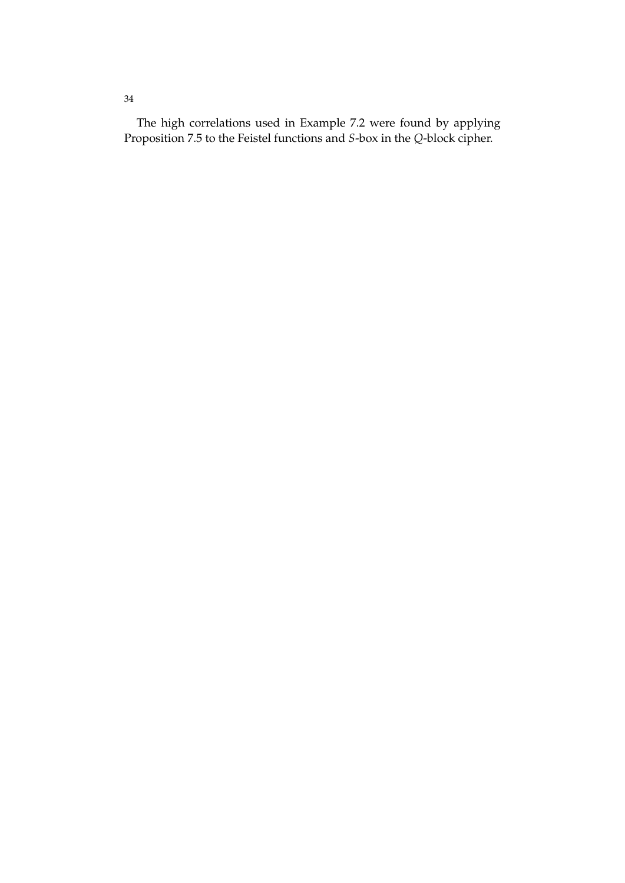The high correlations used in Example 7.2 were found by applying Proposition 7.5 to the Feistel functions and $S$-box in the $Q$-block cipher.